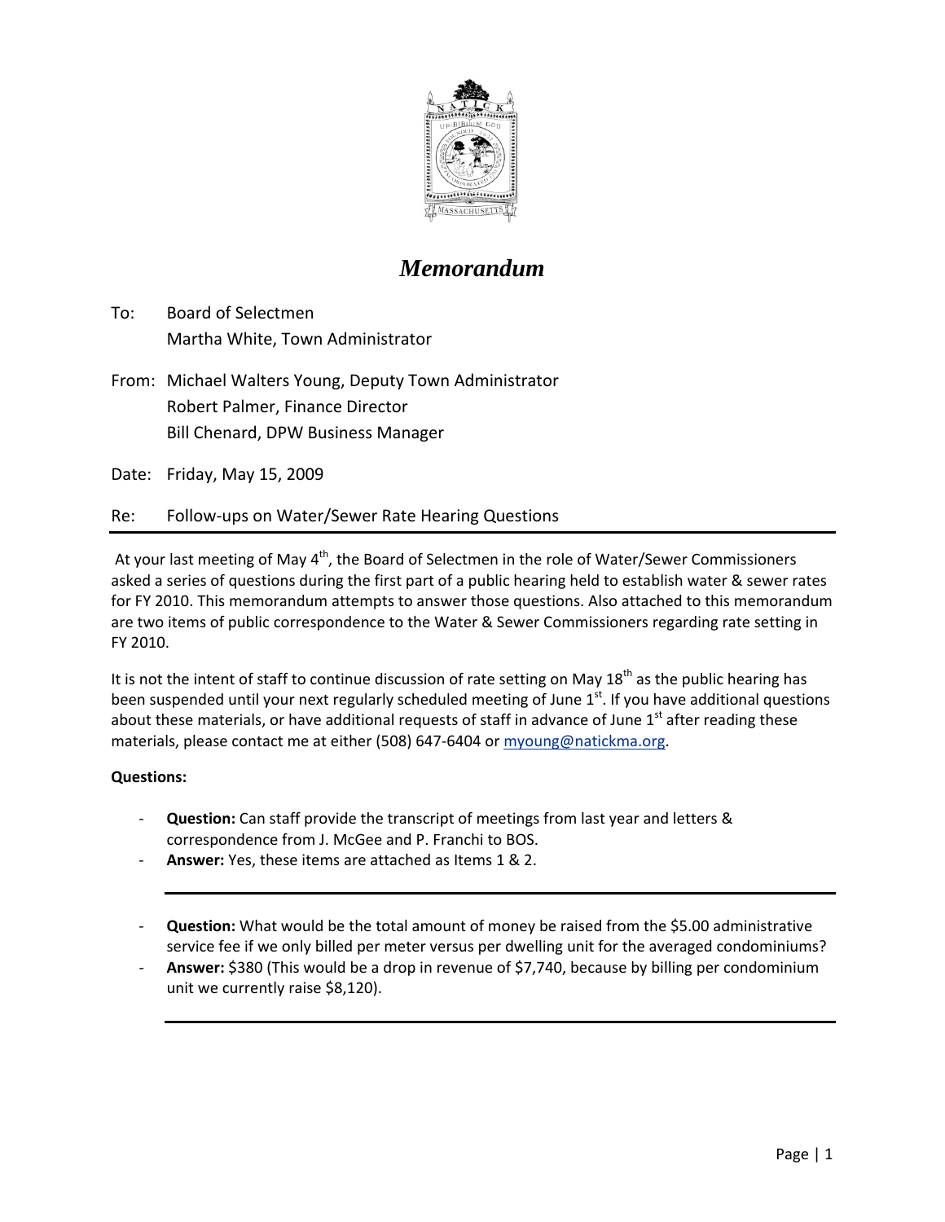# *Memorandum*

To: Board of Selectmen
Martha White, Town Administrator

From: Michael Walters Young, Deputy Town Administrator
Robert Palmer, Finance Director
Bill Chenard, DPW Business Manager

Date: Friday, May 15, 2009

Re: Follow-ups on Water/Sewer Rate Hearing Questions

---

At your last meeting of May 4th, the Board of Selectmen in the role of Water/Sewer Commissioners asked a series of questions during the first part of a public hearing held to establish water & sewer rates for FY 2010. This memorandum attempts to answer those questions. Also attached to this memorandum are two items of public correspondence to the Water & Sewer Commissioners regarding rate setting in FY 2010.

It is not the intent of staff to continue discussion of rate setting on May 18th as the public hearing has been suspended until your next regularly scheduled meeting of June 1st. If you have additional questions about these materials, or have additional requests of staff in advance of June 1st after reading these materials, please contact me at either (508) 647-6404 or myoung@natickma.org.

**Questions:**

- **Question:** Can staff provide the transcript of meetings from last year and letters & correspondence from J. McGee and P. Franchi to BOS.
- **Answer:** Yes, these items are attached as Items 1 & 2.

---

- **Question:** What would be the total amount of money be raised from the $5.00 administrative service fee if we only billed per meter versus per dwelling unit for the averaged condominiums?
- **Answer:** $380 (This would be a drop in revenue of $7,740, because by billing per condominium unit we currently raise $8,120).

---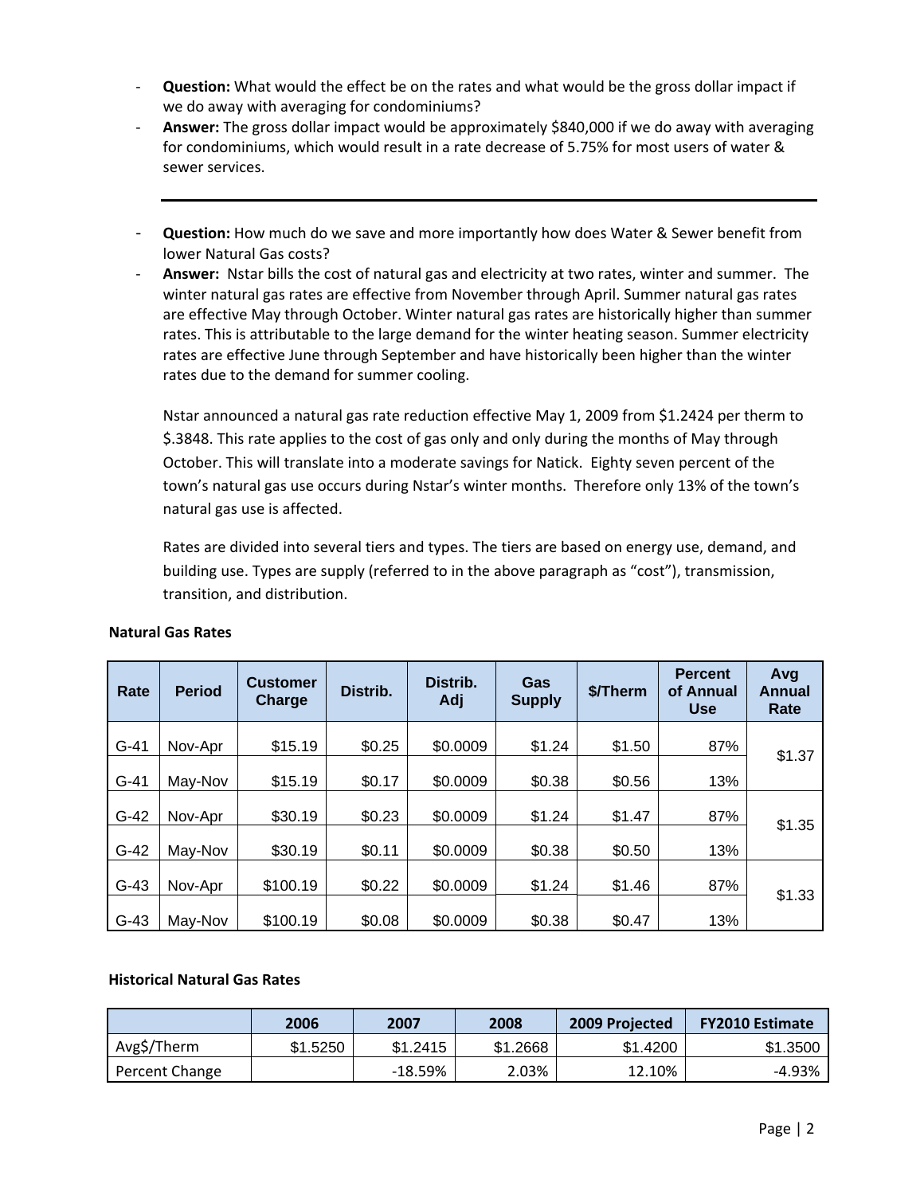- **Question:** What would the effect be on the rates and what would be the gross dollar impact if we do away with averaging for condominiums?
- **Answer:** The gross dollar impact would be approximately $840,000 if we do away with averaging for condominiums, which would result in a rate decrease of 5.75% for most users of water & sewer services.

---

- **Question:** How much do we save and more importantly how does Water & Sewer benefit from lower Natural Gas costs?
- **Answer:** Nstar bills the cost of natural gas and electricity at two rates, winter and summer. The winter natural gas rates are effective from November through April. Summer natural gas rates are effective May through October. Winter natural gas rates are historically higher than summer rates. This is attributable to the large demand for the winter heating season. Summer electricity rates are effective June through September and have historically been higher than the winter rates due to the demand for summer cooling.

  Nstar announced a natural gas rate reduction effective May 1, 2009 from $1.2424 per therm to $.3848. This rate applies to the cost of gas only and only during the months of May through October. This will translate into a moderate savings for Natick. Eighty seven percent of the town's natural gas use occurs during Nstar's winter months. Therefore only 13% of the town's natural gas use is affected.

  Rates are divided into several tiers and types. The tiers are based on energy use, demand, and building use. Types are supply (referred to in the above paragraph as "cost"), transmission, transition, and distribution.

**Natural Gas Rates**

| Rate | Period | Customer Charge | Distrib. | Distrib. Adj | Gas Supply | $/Therm | Percent of Annual Use | Avg Annual Rate |
|---|---|---|---|---|---|---|---|---|
| G-41 | Nov-Apr | $15.19 | $0.25 | $0.0009 | $1.24 | $1.50 | 87% | $1.37 |
| G-41 | May-Nov | $15.19 | $0.17 | $0.0009 | $0.38 | $0.56 | 13% | |
| G-42 | Nov-Apr | $30.19 | $0.23 | $0.0009 | $1.24 | $1.47 | 87% | $1.35 |
| G-42 | May-Nov | $30.19 | $0.11 | $0.0009 | $0.38 | $0.50 | 13% | |
| G-43 | Nov-Apr | $100.19 | $0.22 | $0.0009 | $1.24 | $1.46 | 87% | $1.33 |
| G-43 | May-Nov | $100.19 | $0.08 | $0.0009 | $0.38 | $0.47 | 13% | |

**Historical Natural Gas Rates**

| | 2006 | 2007 | 2008 | 2009 Projected | FY2010 Estimate |
|---|---|---|---|---|---|
| Avg$/Therm | $1.5250 | $1.2415 | $1.2668 | $1.4200 | $1.3500 |
| Percent Change | | -18.59% | 2.03% | 12.10% | -4.93% |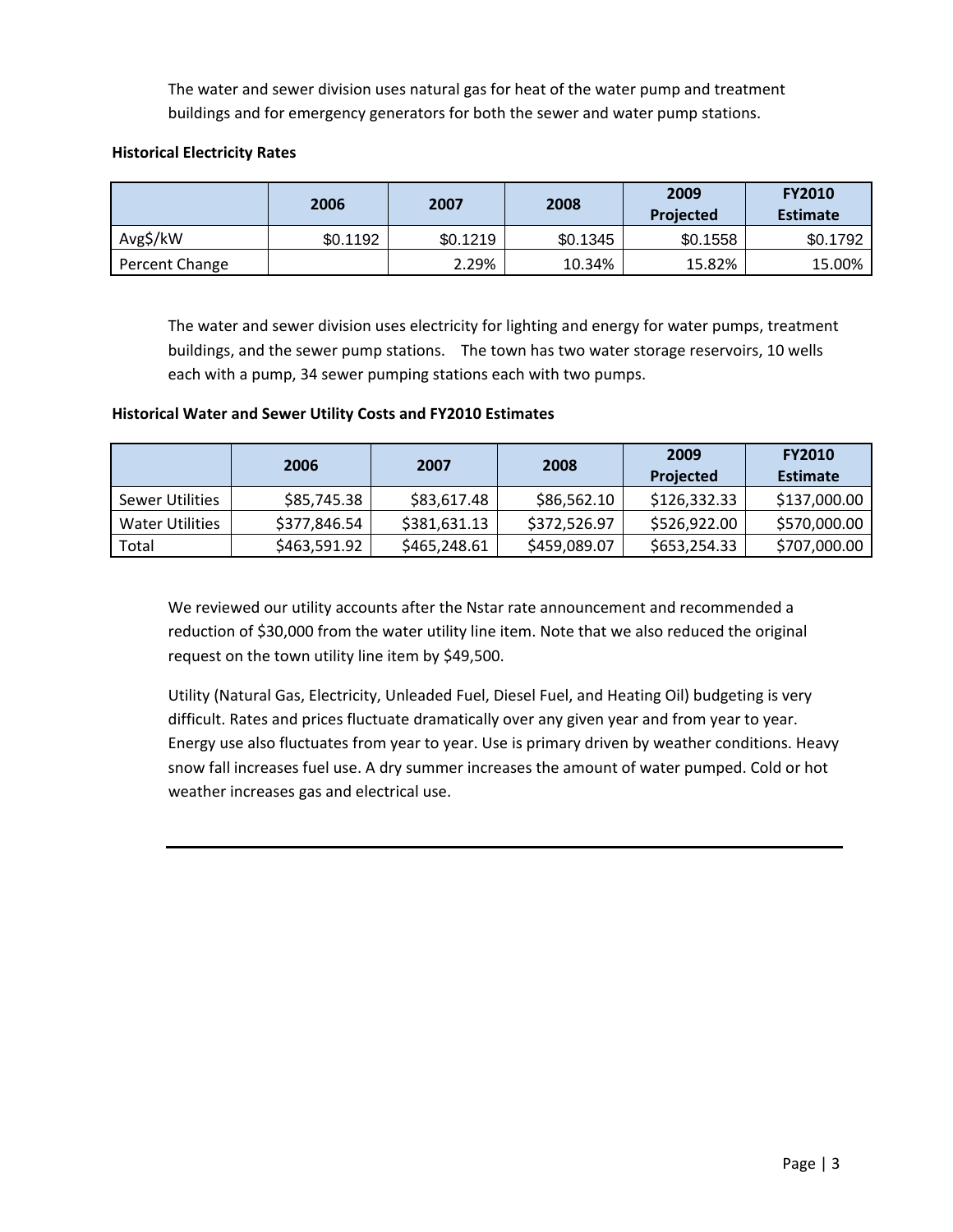The water and sewer division uses natural gas for heat of the water pump and treatment buildings and for emergency generators for both the sewer and water pump stations.

**Historical Electricity Rates**

| | 2006 | 2007 | 2008 | 2009 Projected | FY2010 Estimate |
|---|---|---|---|---|---|
| Avg$/kW | $0.1192 | $0.1219 | $0.1345 | $0.1558 | $0.1792 |
| Percent Change | | 2.29% | 10.34% | 15.82% | 15.00% |

The water and sewer division uses electricity for lighting and energy for water pumps, treatment buildings, and the sewer pump stations. The town has two water storage reservoirs, 10 wells each with a pump, 34 sewer pumping stations each with two pumps.

**Historical Water and Sewer Utility Costs and FY2010 Estimates**

| | 2006 | 2007 | 2008 | 2009 Projected | FY2010 Estimate |
|---|---|---|---|---|---|
| Sewer Utilities | $85,745.38 | $83,617.48 | $86,562.10 | $126,332.33 | $137,000.00 |
| Water Utilities | $377,846.54 | $381,631.13 | $372,526.97 | $526,922.00 | $570,000.00 |
| Total | $463,591.92 | $465,248.61 | $459,089.07 | $653,254.33 | $707,000.00 |

We reviewed our utility accounts after the Nstar rate announcement and recommended a reduction of $30,000 from the water utility line item. Note that we also reduced the original request on the town utility line item by $49,500.

Utility (Natural Gas, Electricity, Unleaded Fuel, Diesel Fuel, and Heating Oil) budgeting is very difficult. Rates and prices fluctuate dramatically over any given year and from year to year. Energy use also fluctuates from year to year. Use is primary driven by weather conditions. Heavy snow fall increases fuel use. A dry summer increases the amount of water pumped. Cold or hot weather increases gas and electrical use.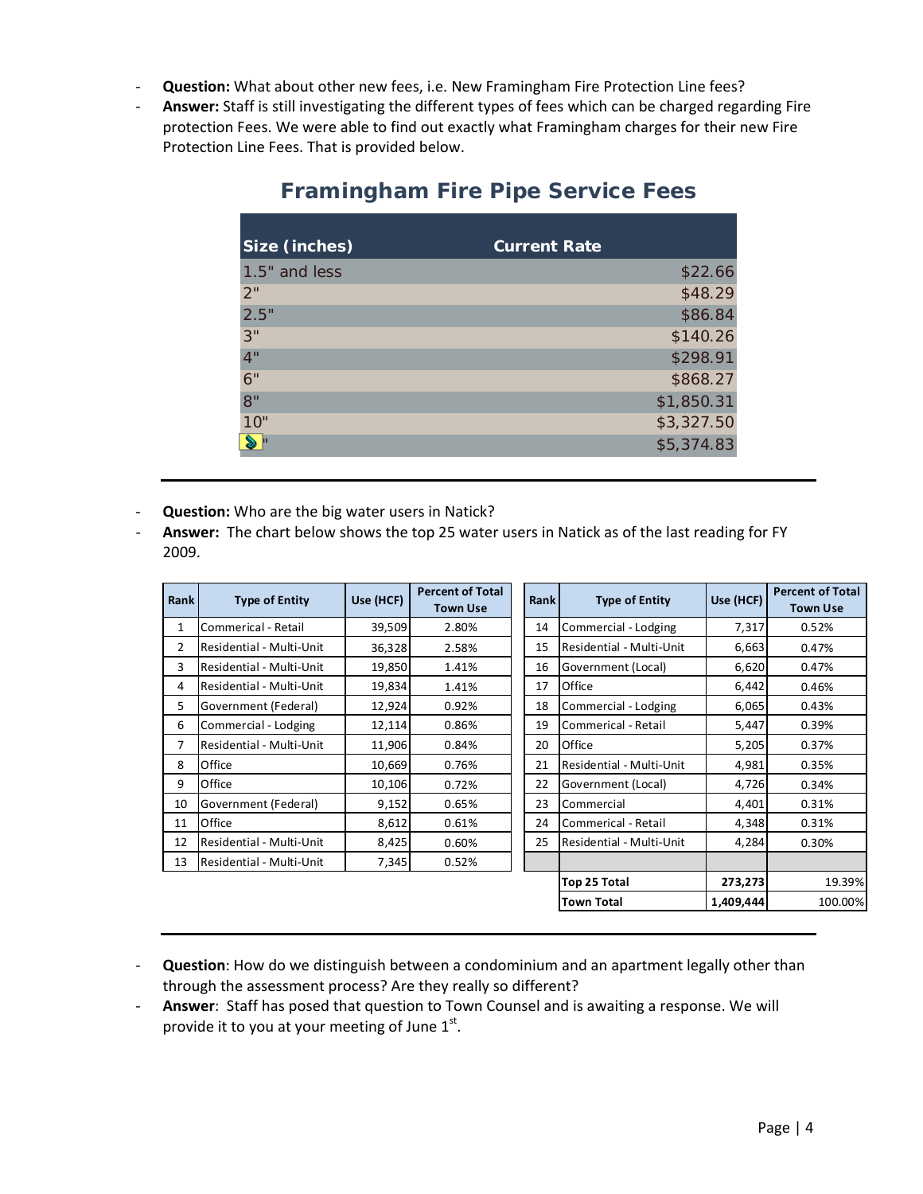- **Question:** What about other new fees, i.e. New Framingham Fire Protection Line fees?
- **Answer:** Staff is still investigating the different types of fees which can be charged regarding Fire protection Fees. We were able to find out exactly what Framingham charges for their new Fire Protection Line Fees. That is provided below.

## Framingham Fire Pipe Service Fees

| Size (inches) | Current Rate |
|---|---|
| 1.5" and less | $22.66 |
| 2" | $48.29 |
| 2.5" | $86.84 |
| 3" | $140.26 |
| 4" | $298.91 |
| 6" | $868.27 |
| 8" | $1,850.31 |
| 10" | $3,327.50 |
| " | $5,374.83 |

---

- **Question:** Who are the big water users in Natick?
- **Answer:** The chart below shows the top 25 water users in Natick as of the last reading for FY 2009.

| Rank | Type of Entity | Use (HCF) | Percent of Total Town Use |
|---|---|---|---|
| 1 | Commerical - Retail | 39,509 | 2.80% |
| 2 | Residential - Multi-Unit | 36,328 | 2.58% |
| 3 | Residential - Multi-Unit | 19,850 | 1.41% |
| 4 | Residential - Multi-Unit | 19,834 | 1.41% |
| 5 | Government (Federal) | 12,924 | 0.92% |
| 6 | Commercial - Lodging | 12,114 | 0.86% |
| 7 | Residential - Multi-Unit | 11,906 | 0.84% |
| 8 | Office | 10,669 | 0.76% |
| 9 | Office | 10,106 | 0.72% |
| 10 | Government (Federal) | 9,152 | 0.65% |
| 11 | Office | 8,612 | 0.61% |
| 12 | Residential - Multi-Unit | 8,425 | 0.60% |
| 13 | Residential - Multi-Unit | 7,345 | 0.52% |
| 14 | Commercial - Lodging | 7,317 | 0.52% |
| 15 | Residential - Multi-Unit | 6,663 | 0.47% |
| 16 | Government (Local) | 6,620 | 0.47% |
| 17 | Office | 6,442 | 0.46% |
| 18 | Commercial - Lodging | 6,065 | 0.43% |
| 19 | Commerical - Retail | 5,447 | 0.39% |
| 20 | Office | 5,205 | 0.37% |
| 21 | Residential - Multi-Unit | 4,981 | 0.35% |
| 22 | Government (Local) | 4,726 | 0.34% |
| 23 | Commercial | 4,401 | 0.31% |
| 24 | Commerical - Retail | 4,348 | 0.31% |
| 25 | Residential - Multi-Unit | 4,284 | 0.30% |
| | **Top 25 Total** | **273,273** | 19.39% |
| | **Town Total** | **1,409,444** | 100.00% |

---

- **Question**: How do we distinguish between a condominium and an apartment legally other than through the assessment process? Are they really so different?
- **Answer**: Staff has posed that question to Town Counsel and is awaiting a response. We will provide it to you at your meeting of June 1st.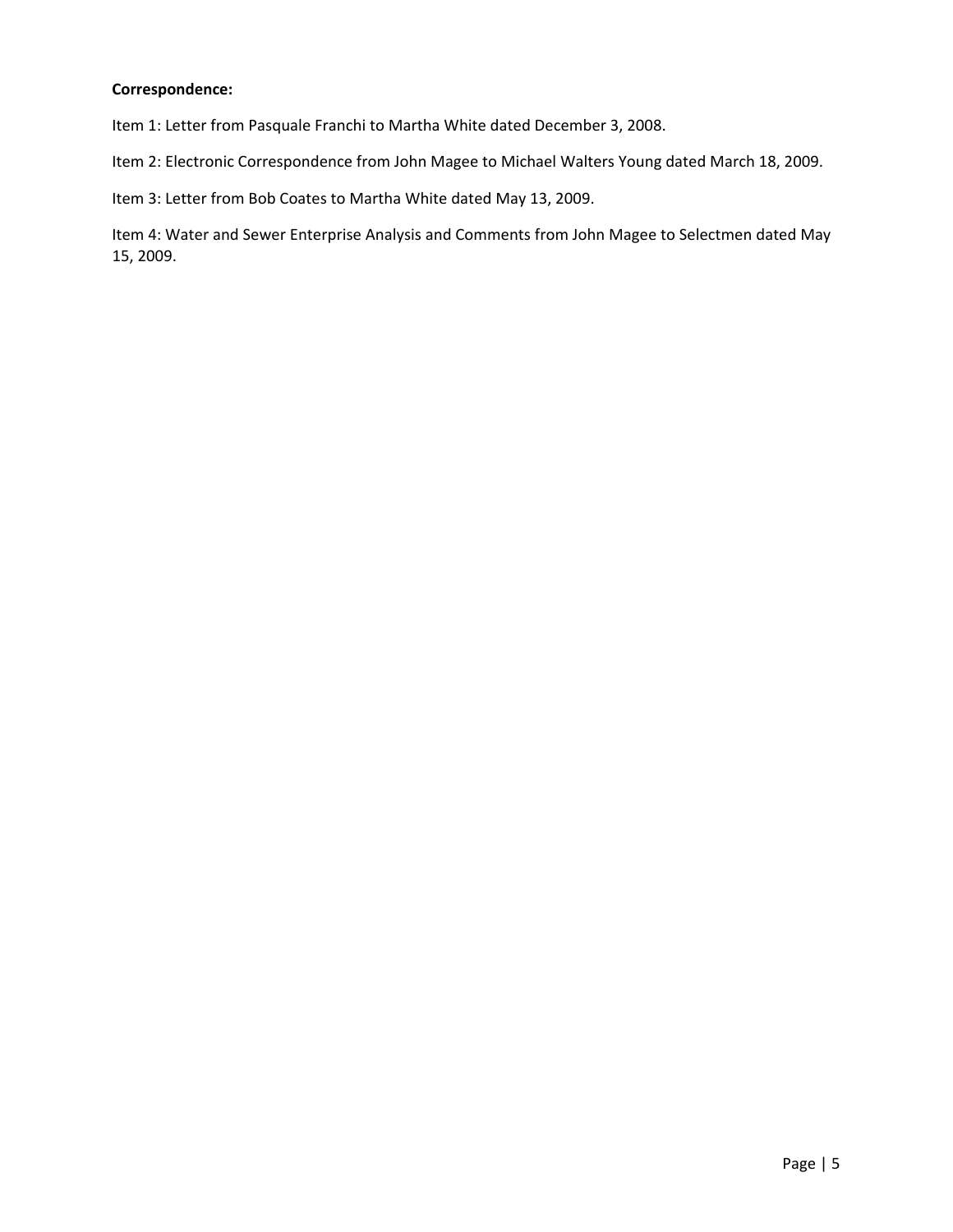**Correspondence:**

Item 1: Letter from Pasquale Franchi to Martha White dated December 3, 2008.

Item 2: Electronic Correspondence from John Magee to Michael Walters Young dated March 18, 2009.

Item 3: Letter from Bob Coates to Martha White dated May 13, 2009.

Item 4: Water and Sewer Enterprise Analysis and Comments from John Magee to Selectmen dated May 15, 2009.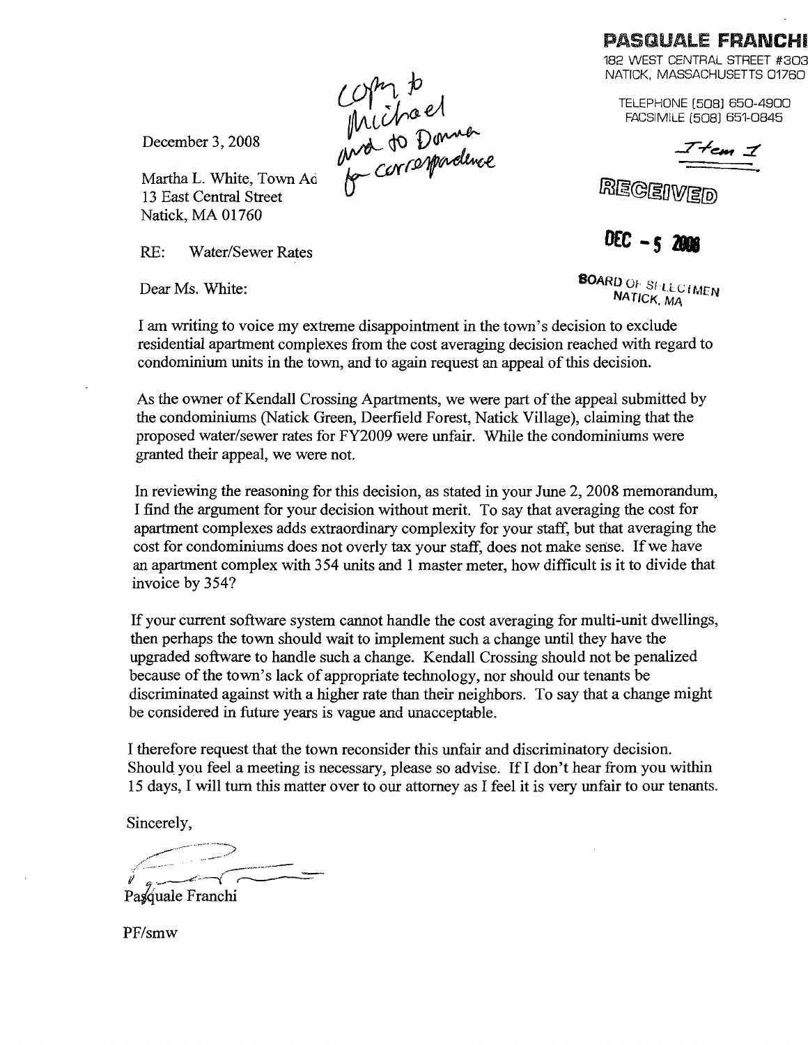**PASQUALE FRANCHI**
182 WEST CENTRAL STREET #303
NATICK, MASSACHUSETTS 01760

TELEPHONE (508) 650-4900
FACSIMILE (508) 651-0845

Item 1

RECEIVED

DEC - 5 2008

BOARD OF SELECTMEN
NATICK, MA

copy to Michael and to Donna for correspondence

December 3, 2008

Martha L. White, Town Ad
13 East Central Street
Natick, MA 01760

RE: Water/Sewer Rates

Dear Ms. White:

I am writing to voice my extreme disappointment in the town's decision to exclude residential apartment complexes from the cost averaging decision reached with regard to condominium units in the town, and to again request an appeal of this decision.

As the owner of Kendall Crossing Apartments, we were part of the appeal submitted by the condominiums (Natick Green, Deerfield Forest, Natick Village), claiming that the proposed water/sewer rates for FY2009 were unfair. While the condominiums were granted their appeal, we were not.

In reviewing the reasoning for this decision, as stated in your June 2, 2008 memorandum, I find the argument for your decision without merit. To say that averaging the cost for apartment complexes adds extraordinary complexity for your staff, but that averaging the cost for condominiums does not overly tax your staff, does not make sense. If we have an apartment complex with 354 units and 1 master meter, how difficult is it to divide that invoice by 354?

If your current software system cannot handle the cost averaging for multi-unit dwellings, then perhaps the town should wait to implement such a change until they have the upgraded software to handle such a change. Kendall Crossing should not be penalized because of the town's lack of appropriate technology, nor should our tenants be discriminated against with a higher rate than their neighbors. To say that a change might be considered in future years is vague and unacceptable.

I therefore request that the town reconsider this unfair and discriminatory decision. Should you feel a meeting is necessary, please so advise. If I don't hear from you within 15 days, I will turn this matter over to our attorney as I feel it is very unfair to our tenants.

Sincerely,

Pasquale Franchi

PF/smw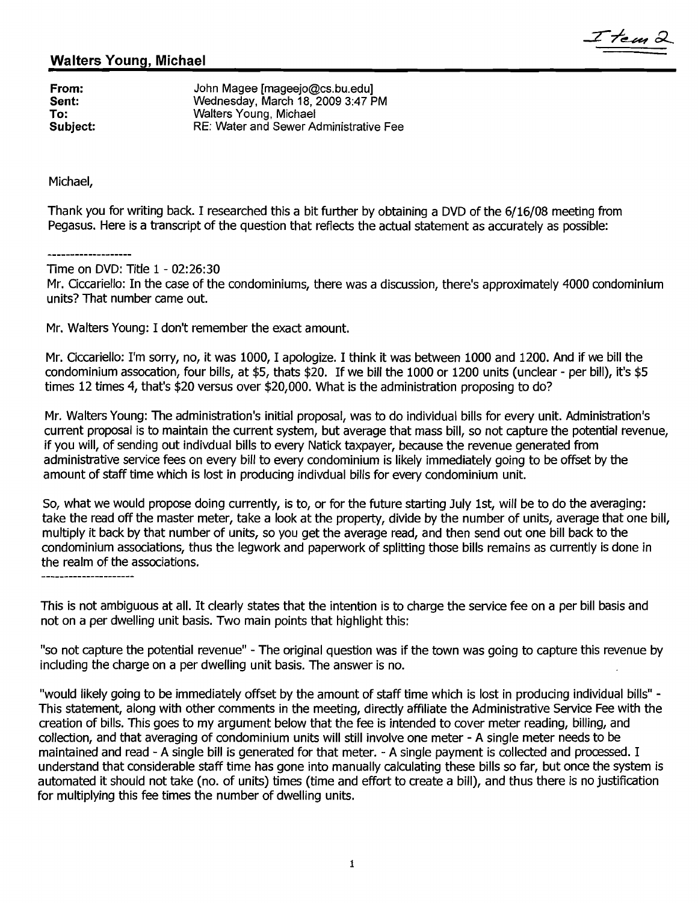Item 2

## Walters Young, Michael

**From:** John Magee [mageejo@cs.bu.edu]
**Sent:** Wednesday, March 18, 2009 3:47 PM
**To:** Walters Young, Michael
**Subject:** RE: Water and Sewer Administrative Fee

Michael,

Thank you for writing back. I researched this a bit further by obtaining a DVD of the 6/16/08 meeting from Pegasus. Here is a transcript of the question that reflects the actual statement as accurately as possible:

-------------------

Time on DVD: Title 1 - 02:26:30
Mr. Ciccariello: In the case of the condominiums, there was a discussion, there's approximately 4000 condominium units? That number came out.

Mr. Walters Young: I don't remember the exact amount.

Mr. Ciccariello: I'm sorry, no, it was 1000, I apologize. I think it was between 1000 and 1200. And if we bill the condominium assocation, four bills, at $5, thats $20. If we bill the 1000 or 1200 units (unclear - per bill), it's $5 times 12 times 4, that's $20 versus over $20,000. What is the administration proposing to do?

Mr. Walters Young: The administration's initial proposal, was to do individual bills for every unit. Administration's current proposal is to maintain the current system, but average that mass bill, so not capture the potential revenue, if you will, of sending out indivdual bills to every Natick taxpayer, because the revenue generated from administrative service fees on every bill to every condominium is likely immediately going to be offset by the amount of staff time which is lost in producing indivdual bills for every condominium unit.

So, what we would propose doing currently, is to, or for the future starting July 1st, will be to do the averaging: take the read off the master meter, take a look at the property, divide by the number of units, average that one bill, multiply it back by that number of units, so you get the average read, and then send out one bill back to the condominium associations, thus the legwork and paperwork of splitting those bills remains as currently is done in the realm of the associations.

---------------------

This is not ambiguous at all. It clearly states that the intention is to charge the service fee on a per bill basis and not on a per dwelling unit basis. Two main points that highlight this:

"so not capture the potential revenue" - The original question was if the town was going to capture this revenue by including the charge on a per dwelling unit basis. The answer is no.

"would likely going to be immediately offset by the amount of staff time which is lost in producing individual bills" - This statement, along with other comments in the meeting, directly affiliate the Administrative Service Fee with the creation of bills. This goes to my argument below that the fee is intended to cover meter reading, billing, and collection, and that averaging of condominium units will still involve one meter - A single meter needs to be maintained and read - A single bill is generated for that meter. - A single payment is collected and processed. I understand that considerable staff time has gone into manually calculating these bills so far, but once the system is automated it should not take (no. of units) times (time and effort to create a bill), and thus there is no justification for multiplying this fee times the number of dwelling units.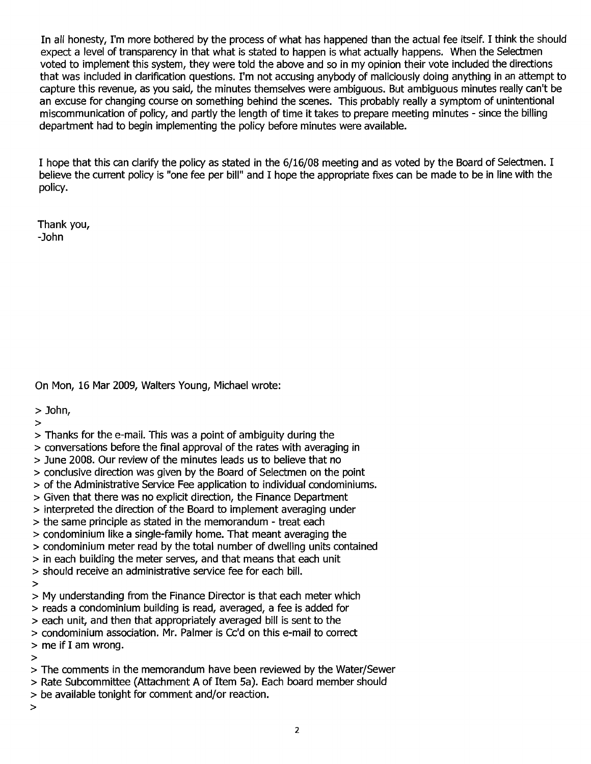In all honesty, I'm more bothered by the process of what has happened than the actual fee itself. I think the should expect a level of transparency in that what is stated to happen is what actually happens. When the Selectmen voted to implement this system, they were told the above and so in my opinion their vote included the directions that was included in clarification questions. I'm not accusing anybody of maliciously doing anything in an attempt to capture this revenue, as you said, the minutes themselves were ambiguous. But ambiguous minutes really can't be an excuse for changing course on something behind the scenes. This probably really a symptom of unintentional miscommunication of policy, and partly the length of time it takes to prepare meeting minutes - since the billing department had to begin implementing the policy before minutes were available.

I hope that this can clarify the policy as stated in the 6/16/08 meeting and as voted by the Board of Selectmen. I believe the current policy is "one fee per bill" and I hope the appropriate fixes can be made to be in line with the policy.

Thank you,
-John

On Mon, 16 Mar 2009, Walters Young, Michael wrote:

> John,
>
> Thanks for the e-mail. This was a point of ambiguity during the
> conversations before the final approval of the rates with averaging in
> June 2008. Our review of the minutes leads us to believe that no
> conclusive direction was given by the Board of Selectmen on the point
> of the Administrative Service Fee application to individual condominiums.
> Given that there was no explicit direction, the Finance Department
> interpreted the direction of the Board to implement averaging under
> the same principle as stated in the memorandum - treat each
> condominium like a single-family home. That meant averaging the
> condominium meter read by the total number of dwelling units contained
> in each building the meter serves, and that means that each unit
> should receive an administrative service fee for each bill.
>
> My understanding from the Finance Director is that each meter which
> reads a condominium building is read, averaged, a fee is added for
> each unit, and then that appropriately averaged bill is sent to the
> condominium association. Mr. Palmer is Cc'd on this e-mail to correct
> me if I am wrong.
>
> The comments in the memorandum have been reviewed by the Water/Sewer
> Rate Subcommittee (Attachment A of Item 5a). Each board member should
> be available tonight for comment and/or reaction.
>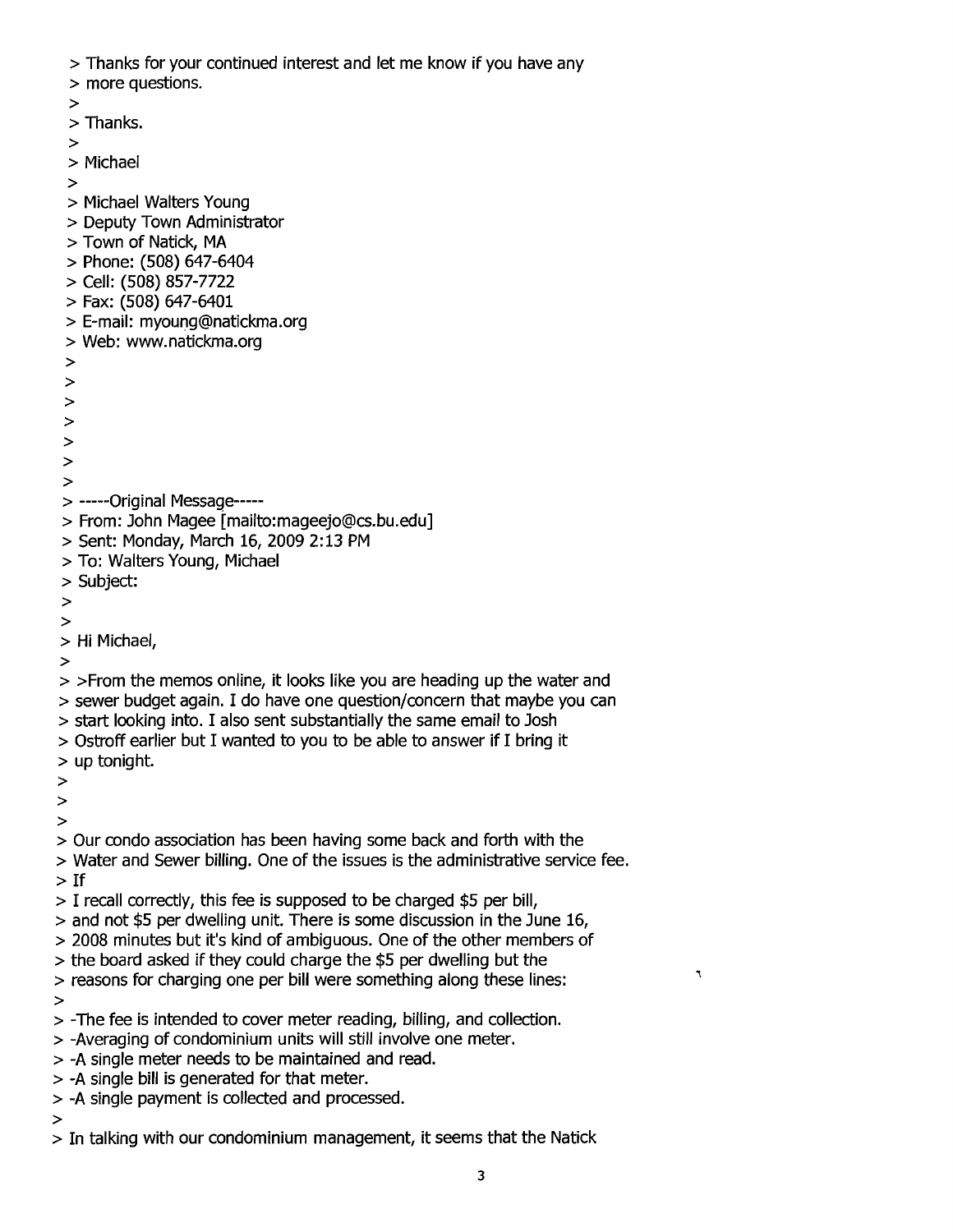> Thanks for your continued interest and let me know if you have any
> more questions.
>
> Thanks.
>
> Michael
>
> Michael Walters Young
> Deputy Town Administrator
> Town of Natick, MA
> Phone: (508) 647-6404
> Cell: (508) 857-7722
> Fax: (508) 647-6401
> E-mail: myoung@natickma.org
> Web: www.natickma.org
>
>
>
>
>
>
>
> -----Original Message-----
> From: John Magee [mailto:mageejo@cs.bu.edu]
> Sent: Monday, March 16, 2009 2:13 PM
> To: Walters Young, Michael
> Subject:
>
>
> Hi Michael,
>
> >From the memos online, it looks like you are heading up the water and
> sewer budget again. I do have one question/concern that maybe you can
> start looking into. I also sent substantially the same email to Josh
> Ostroff earlier but I wanted to you to be able to answer if I bring it
> up tonight.
>
>
>
> Our condo association has been having some back and forth with the
> Water and Sewer billing. One of the issues is the administrative service fee.
> If
> I recall correctly, this fee is supposed to be charged $5 per bill,
> and not $5 per dwelling unit. There is some discussion in the June 16,
> 2008 minutes but it's kind of ambiguous. One of the other members of
> the board asked if they could charge the $5 per dwelling but the
> reasons for charging one per bill were something along these lines:
>
> -The fee is intended to cover meter reading, billing, and collection.
> -Averaging of condominium units will still involve one meter.
> -A single meter needs to be maintained and read.
> -A single bill is generated for that meter.
> -A single payment is collected and processed.
>
> In talking with our condominium management, it seems that the Natick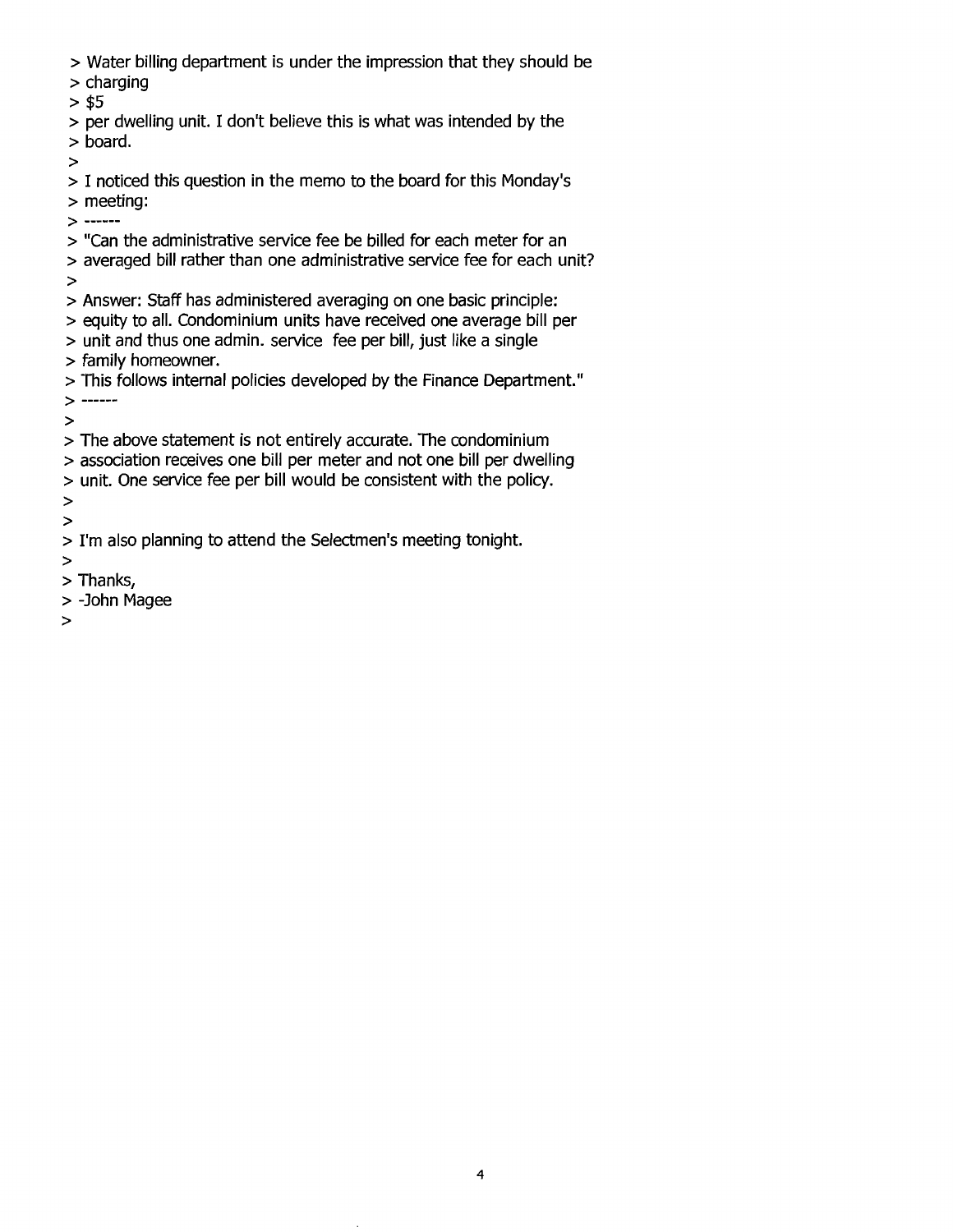> Water billing department is under the impression that they should be
> charging
> $5
> per dwelling unit. I don't believe this is what was intended by the
> board.
>
> I noticed this question in the memo to the board for this Monday's
> meeting:
> ------
> "Can the administrative service fee be billed for each meter for an
> averaged bill rather than one administrative service fee for each unit?
>
> Answer: Staff has administered averaging on one basic principle:
> equity to all. Condominium units have received one average bill per
> unit and thus one admin. service fee per bill, just like a single
> family homeowner.
> This follows internal policies developed by the Finance Department."
> ------
>
> The above statement is not entirely accurate. The condominium
> association receives one bill per meter and not one bill per dwelling
> unit. One service fee per bill would be consistent with the policy.
>
>
> I'm also planning to attend the Selectmen's meeting tonight.
>
> Thanks,
> -John Magee
>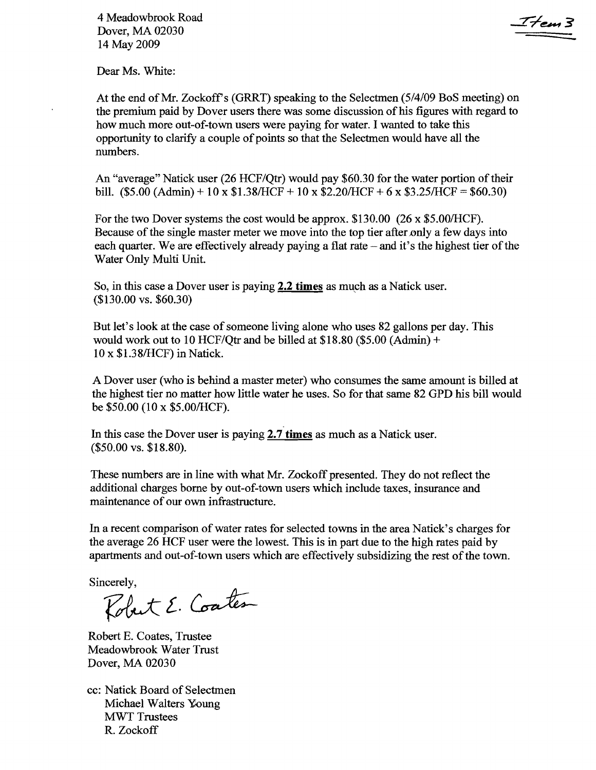4 Meadowbrook Road
Dover, MA 02030
14 May 2009

Item 3

Dear Ms. White:

At the end of Mr. Zockoff's (GRRT) speaking to the Selectmen (5/4/09 BoS meeting) on the premium paid by Dover users there was some discussion of his figures with regard to how much more out-of-town users were paying for water. I wanted to take this opportunity to clarify a couple of points so that the Selectmen would have all the numbers.

An "average" Natick user (26 HCF/Qtr) would pay $60.30 for the water portion of their bill. ($5.00 (Admin) + 10 x $1.38/HCF + 10 x $2.20/HCF + 6 x $3.25/HCF = $60.30)

For the two Dover systems the cost would be approx. $130.00 (26 x $5.00/HCF). Because of the single master meter we move into the top tier after only a few days into each quarter. We are effectively already paying a flat rate – and it's the highest tier of the Water Only Multi Unit.

So, in this case a Dover user is paying **2.2 times** as much as a Natick user. ($130.00 vs. $60.30)

But let's look at the case of someone living alone who uses 82 gallons per day. This would work out to 10 HCF/Qtr and be billed at $18.80 ($5.00 (Admin) + 10 x $1.38/HCF) in Natick.

A Dover user (who is behind a master meter) who consumes the same amount is billed at the highest tier no matter how little water he uses. So for that same 82 GPD his bill would be $50.00 (10 x $5.00/HCF).

In this case the Dover user is paying **2.7 times** as much as a Natick user. ($50.00 vs. $18.80).

These numbers are in line with what Mr. Zockoff presented. They do not reflect the additional charges borne by out-of-town users which include taxes, insurance and maintenance of our own infrastructure.

In a recent comparison of water rates for selected towns in the area Natick's charges for the average 26 HCF user were the lowest. This is in part due to the high rates paid by apartments and out-of-town users which are effectively subsidizing the rest of the town.

Sincerely,

Robert E. Coates

Robert E. Coates, Trustee
Meadowbrook Water Trust
Dover, MA 02030

cc: Natick Board of Selectmen
Michael Walters Young
MWT Trustees
R. Zockoff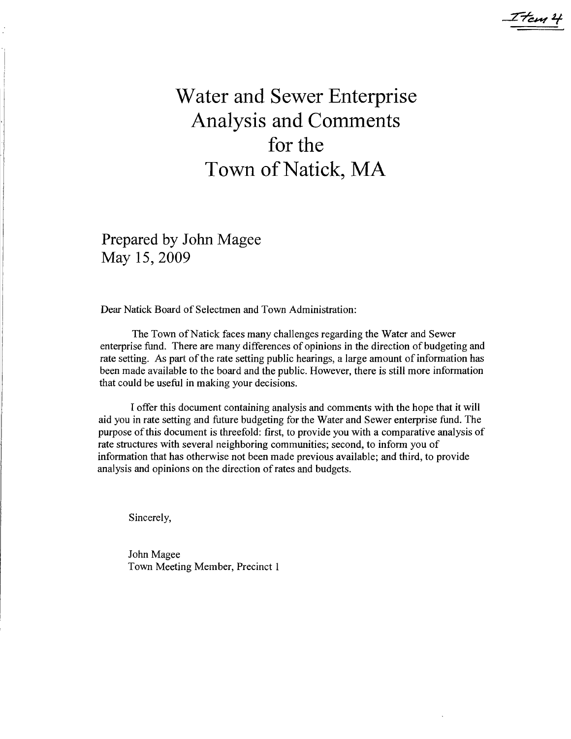Item 4

# Water and Sewer Enterprise Analysis and Comments for the Town of Natick, MA

Prepared by John Magee
May 15, 2009

Dear Natick Board of Selectmen and Town Administration:

The Town of Natick faces many challenges regarding the Water and Sewer enterprise fund. There are many differences of opinions in the direction of budgeting and rate setting. As part of the rate setting public hearings, a large amount of information has been made available to the board and the public. However, there is still more information that could be useful in making your decisions.

I offer this document containing analysis and comments with the hope that it will aid you in rate setting and future budgeting for the Water and Sewer enterprise fund. The purpose of this document is threefold: first, to provide you with a comparative analysis of rate structures with several neighboring communities; second, to inform you of information that has otherwise not been made previous available; and third, to provide analysis and opinions on the direction of rates and budgets.

Sincerely,

John Magee
Town Meeting Member, Precinct 1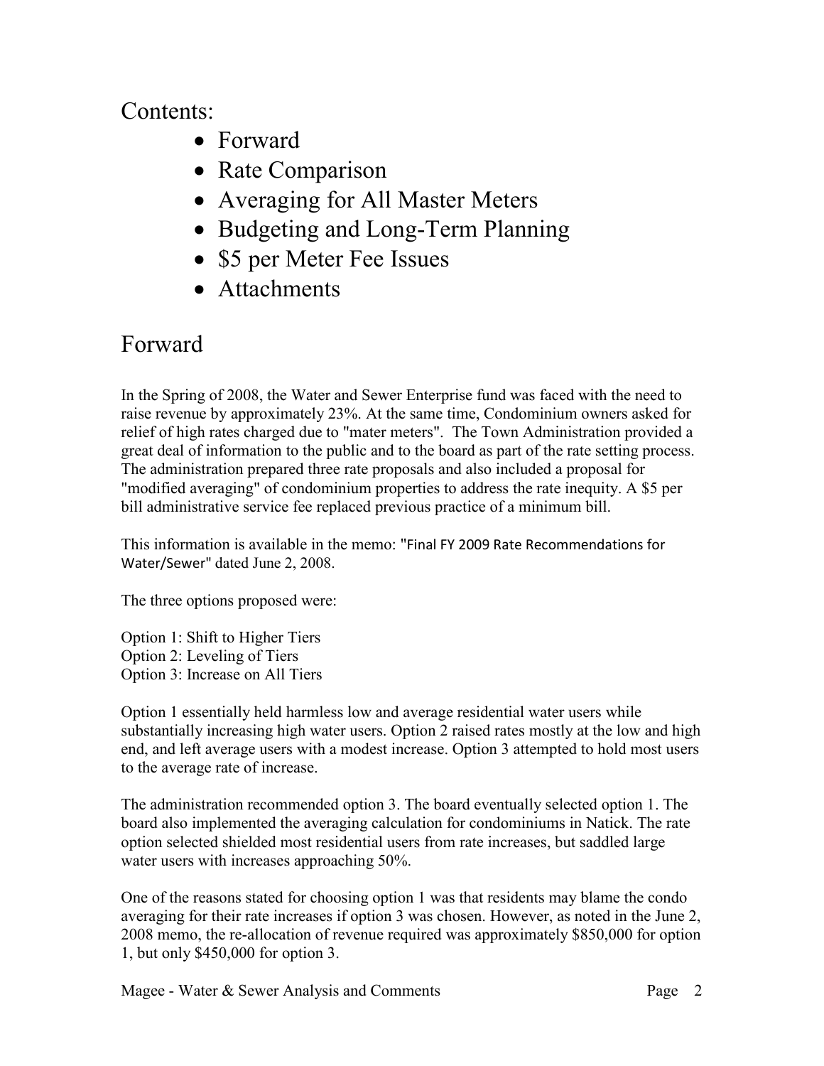## Contents:

- Forward
- Rate Comparison
- Averaging for All Master Meters
- Budgeting and Long-Term Planning
- $5 per Meter Fee Issues
- Attachments

## Forward

In the Spring of 2008, the Water and Sewer Enterprise fund was faced with the need to raise revenue by approximately 23%. At the same time, Condominium owners asked for relief of high rates charged due to "mater meters". The Town Administration provided a great deal of information to the public and to the board as part of the rate setting process. The administration prepared three rate proposals and also included a proposal for "modified averaging" of condominium properties to address the rate inequity. A $5 per bill administrative service fee replaced previous practice of a minimum bill.

This information is available in the memo: "Final FY 2009 Rate Recommendations for Water/Sewer" dated June 2, 2008.

The three options proposed were:

Option 1: Shift to Higher Tiers
Option 2: Leveling of Tiers
Option 3: Increase on All Tiers

Option 1 essentially held harmless low and average residential water users while substantially increasing high water users. Option 2 raised rates mostly at the low and high end, and left average users with a modest increase. Option 3 attempted to hold most users to the average rate of increase.

The administration recommended option 3. The board eventually selected option 1. The board also implemented the averaging calculation for condominiums in Natick. The rate option selected shielded most residential users from rate increases, but saddled large water users with increases approaching 50%.

One of the reasons stated for choosing option 1 was that residents may blame the condo averaging for their rate increases if option 3 was chosen. However, as noted in the June 2, 2008 memo, the re-allocation of revenue required was approximately $850,000 for option 1, but only $450,000 for option 3.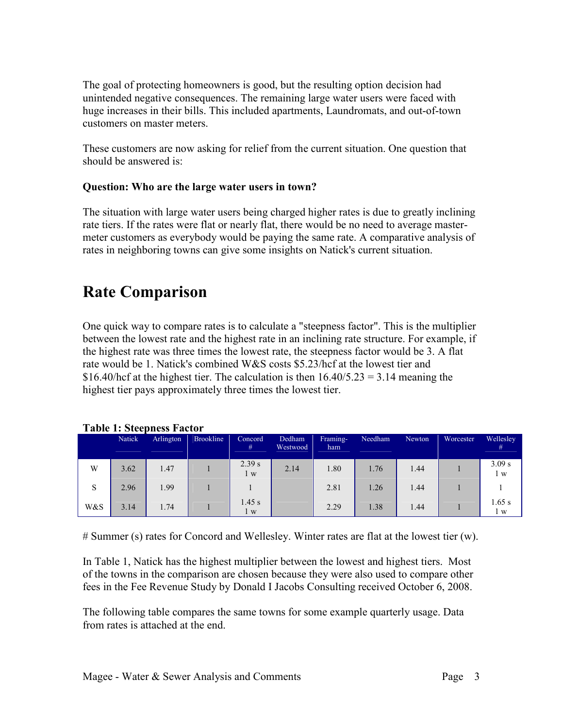The goal of protecting homeowners is good, but the resulting option decision had unintended negative consequences. The remaining large water users were faced with huge increases in their bills. This included apartments, Laundromats, and out-of-town customers on master meters.

These customers are now asking for relief from the current situation. One question that should be answered is:

**Question: Who are the large water users in town?**

The situation with large water users being charged higher rates is due to greatly inclining rate tiers. If the rates were flat or nearly flat, there would be no need to average master-meter customers as everybody would be paying the same rate. A comparative analysis of rates in neighboring towns can give some insights on Natick's current situation.

# Rate Comparison

One quick way to compare rates is to calculate a "steepness factor". This is the multiplier between the lowest rate and the highest rate in an inclining rate structure. For example, if the highest rate was three times the lowest rate, the steepness factor would be 3. A flat rate would be 1. Natick's combined W&S costs $5.23/hcf at the lowest tier and $16.40/hcf at the highest tier. The calculation is then 16.40/5.23 = 3.14 meaning the highest tier pays approximately three times the lowest tier.

**Table 1: Steepness Factor**

| | Natick | Arlington | Brookline | Concord # | Dedham Westwood | Framing-ham | Needham | Newton | Worcester | Wellesley # |
|---|---|---|---|---|---|---|---|---|---|---|
| W | 3.62 | 1.47 | 1 | 2.39 s 1 w | 2.14 | 1.80 | 1.76 | 1.44 | 1 | 3.09 s 1 w |
| S | 2.96 | 1.99 | 1 | 1 | | 2.81 | 1.26 | 1.44 | 1 | 1 |
| W&S | 3.14 | 1.74 | 1 | 1.45 s 1 w | | 2.29 | 1.38 | 1.44 | 1 | 1.65 s 1 w |

# Summer (s) rates for Concord and Wellesley. Winter rates are flat at the lowest tier (w).

In Table 1, Natick has the highest multiplier between the lowest and highest tiers. Most of the towns in the comparison are chosen because they were also used to compare other fees in the Fee Revenue Study by Donald I Jacobs Consulting received October 6, 2008.

The following table compares the same towns for some example quarterly usage. Data from rates is attached at the end.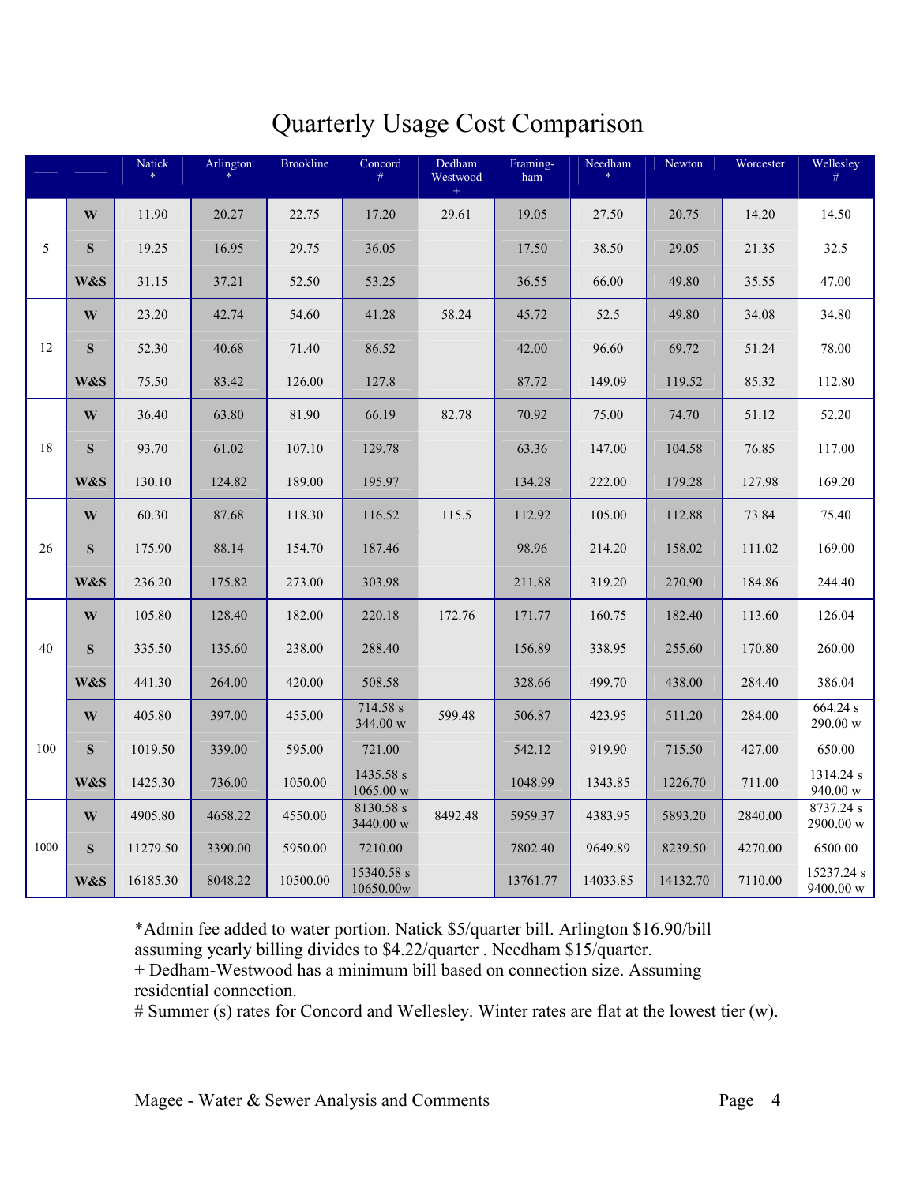# Quarterly Usage Cost Comparison

| | | Natick * | Arlington * | Brookline | Concord # | Dedham Westwood + | Framing-ham | Needham * | Newton | Worcester | Wellesley # |
|---|---|---|---|---|---|---|---|---|---|---|---|
| 5 | W | 11.90 | 20.27 | 22.75 | 17.20 | 29.61 | 19.05 | 27.50 | 20.75 | 14.20 | 14.50 |
| | S | 19.25 | 16.95 | 29.75 | 36.05 | | 17.50 | 38.50 | 29.05 | 21.35 | 32.5 |
| | W&S | 31.15 | 37.21 | 52.50 | 53.25 | | 36.55 | 66.00 | 49.80 | 35.55 | 47.00 |
| 12 | W | 23.20 | 42.74 | 54.60 | 41.28 | 58.24 | 45.72 | 52.5 | 49.80 | 34.08 | 34.80 |
| | S | 52.30 | 40.68 | 71.40 | 86.52 | | 42.00 | 96.60 | 69.72 | 51.24 | 78.00 |
| | W&S | 75.50 | 83.42 | 126.00 | 127.8 | | 87.72 | 149.09 | 119.52 | 85.32 | 112.80 |
| 18 | W | 36.40 | 63.80 | 81.90 | 66.19 | 82.78 | 70.92 | 75.00 | 74.70 | 51.12 | 52.20 |
| | S | 93.70 | 61.02 | 107.10 | 129.78 | | 63.36 | 147.00 | 104.58 | 76.85 | 117.00 |
| | W&S | 130.10 | 124.82 | 189.00 | 195.97 | | 134.28 | 222.00 | 179.28 | 127.98 | 169.20 |
| 26 | W | 60.30 | 87.68 | 118.30 | 116.52 | 115.5 | 112.92 | 105.00 | 112.88 | 73.84 | 75.40 |
| | S | 175.90 | 88.14 | 154.70 | 187.46 | | 98.96 | 214.20 | 158.02 | 111.02 | 169.00 |
| | W&S | 236.20 | 175.82 | 273.00 | 303.98 | | 211.88 | 319.20 | 270.90 | 184.86 | 244.40 |
| 40 | W | 105.80 | 128.40 | 182.00 | 220.18 | 172.76 | 171.77 | 160.75 | 182.40 | 113.60 | 126.04 |
| | S | 335.50 | 135.60 | 238.00 | 288.40 | | 156.89 | 338.95 | 255.60 | 170.80 | 260.00 |
| | W&S | 441.30 | 264.00 | 420.00 | 508.58 | | 328.66 | 499.70 | 438.00 | 284.40 | 386.04 |
| 100 | W | 405.80 | 397.00 | 455.00 | 714.58 s 344.00 w | 599.48 | 506.87 | 423.95 | 511.20 | 284.00 | 664.24 s 290.00 w |
| | S | 1019.50 | 339.00 | 595.00 | 721.00 | | 542.12 | 919.90 | 715.50 | 427.00 | 650.00 |
| | W&S | 1425.30 | 736.00 | 1050.00 | 1435.58 s 1065.00 w | | 1048.99 | 1343.85 | 1226.70 | 711.00 | 1314.24 s 940.00 w |
| 1000 | W | 4905.80 | 4658.22 | 4550.00 | 8130.58 s 3440.00 w | 8492.48 | 5959.37 | 4383.95 | 5893.20 | 2840.00 | 8737.24 s 2900.00 w |
| | S | 11279.50 | 3390.00 | 5950.00 | 7210.00 | | 7802.40 | 9649.89 | 8239.50 | 4270.00 | 6500.00 |
| | W&S | 16185.30 | 8048.22 | 10500.00 | 15340.58 s 10650.00w | | 13761.77 | 14033.85 | 14132.70 | 7110.00 | 15237.24 s 9400.00 w |

*Admin fee added to water portion. Natick $5/quarter bill. Arlington $16.90/bill assuming yearly billing divides to $4.22/quarter . Needham $15/quarter.
+ Dedham-Westwood has a minimum bill based on connection size. Assuming residential connection.
# Summer (s) rates for Concord and Wellesley. Winter rates are flat at the lowest tier (w).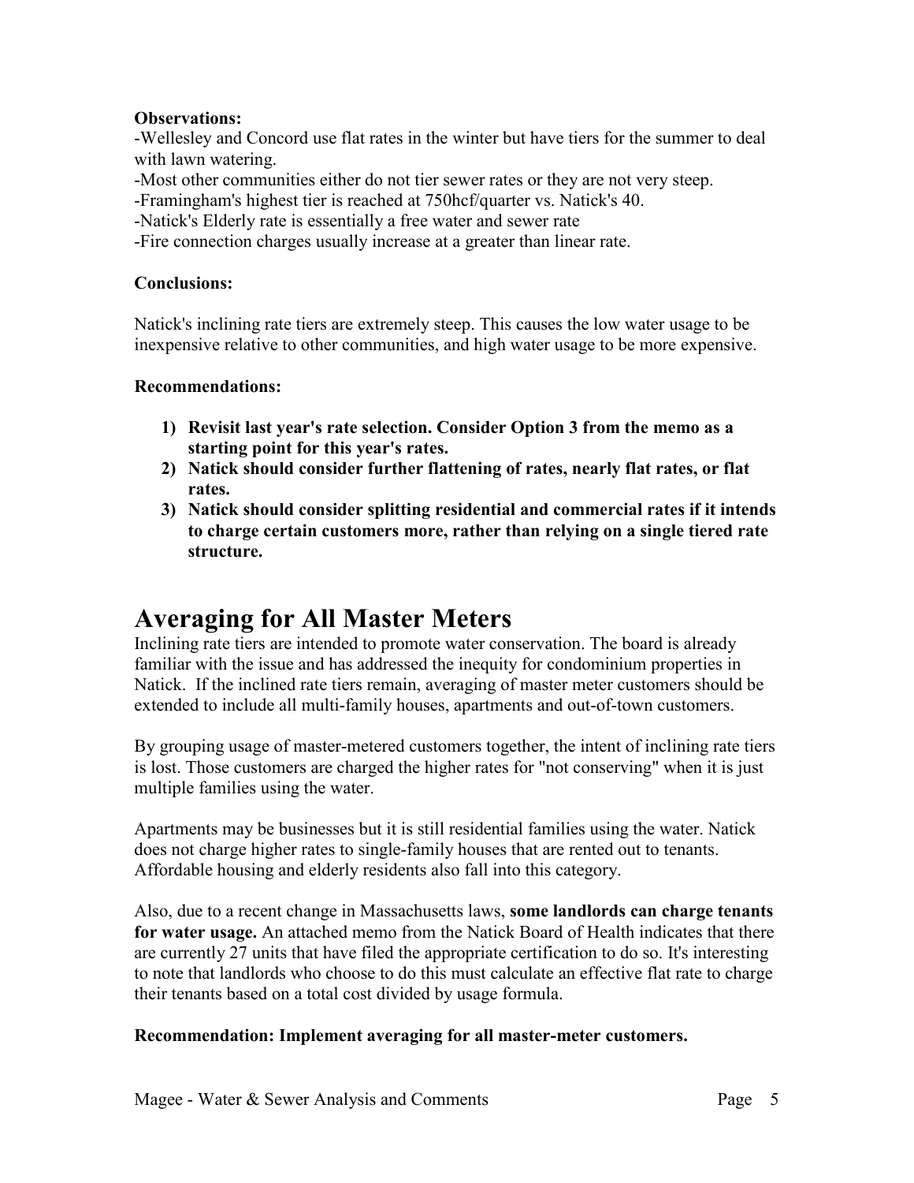**Observations:**

-Wellesley and Concord use flat rates in the winter but have tiers for the summer to deal with lawn watering.

-Most other communities either do not tier sewer rates or they are not very steep.

-Framingham's highest tier is reached at 750hcf/quarter vs. Natick's 40.

-Natick's Elderly rate is essentially a free water and sewer rate

-Fire connection charges usually increase at a greater than linear rate.

**Conclusions:**

Natick's inclining rate tiers are extremely steep. This causes the low water usage to be inexpensive relative to other communities, and high water usage to be more expensive.

**Recommendations:**

1) **Revisit last year's rate selection. Consider Option 3 from the memo as a starting point for this year's rates.**
2) **Natick should consider further flattening of rates, nearly flat rates, or flat rates.**
3) **Natick should consider splitting residential and commercial rates if it intends to charge certain customers more, rather than relying on a single tiered rate structure.**

# Averaging for All Master Meters

Inclining rate tiers are intended to promote water conservation. The board is already familiar with the issue and has addressed the inequity for condominium properties in Natick. If the inclined rate tiers remain, averaging of master meter customers should be extended to include all multi-family houses, apartments and out-of-town customers.

By grouping usage of master-metered customers together, the intent of inclining rate tiers is lost. Those customers are charged the higher rates for "not conserving" when it is just multiple families using the water.

Apartments may be businesses but it is still residential families using the water. Natick does not charge higher rates to single-family houses that are rented out to tenants. Affordable housing and elderly residents also fall into this category.

Also, due to a recent change in Massachusetts laws, **some landlords can charge tenants for water usage.** An attached memo from the Natick Board of Health indicates that there are currently 27 units that have filed the appropriate certification to do so. It's interesting to note that landlords who choose to do this must calculate an effective flat rate to charge their tenants based on a total cost divided by usage formula.

**Recommendation: Implement averaging for all master-meter customers.**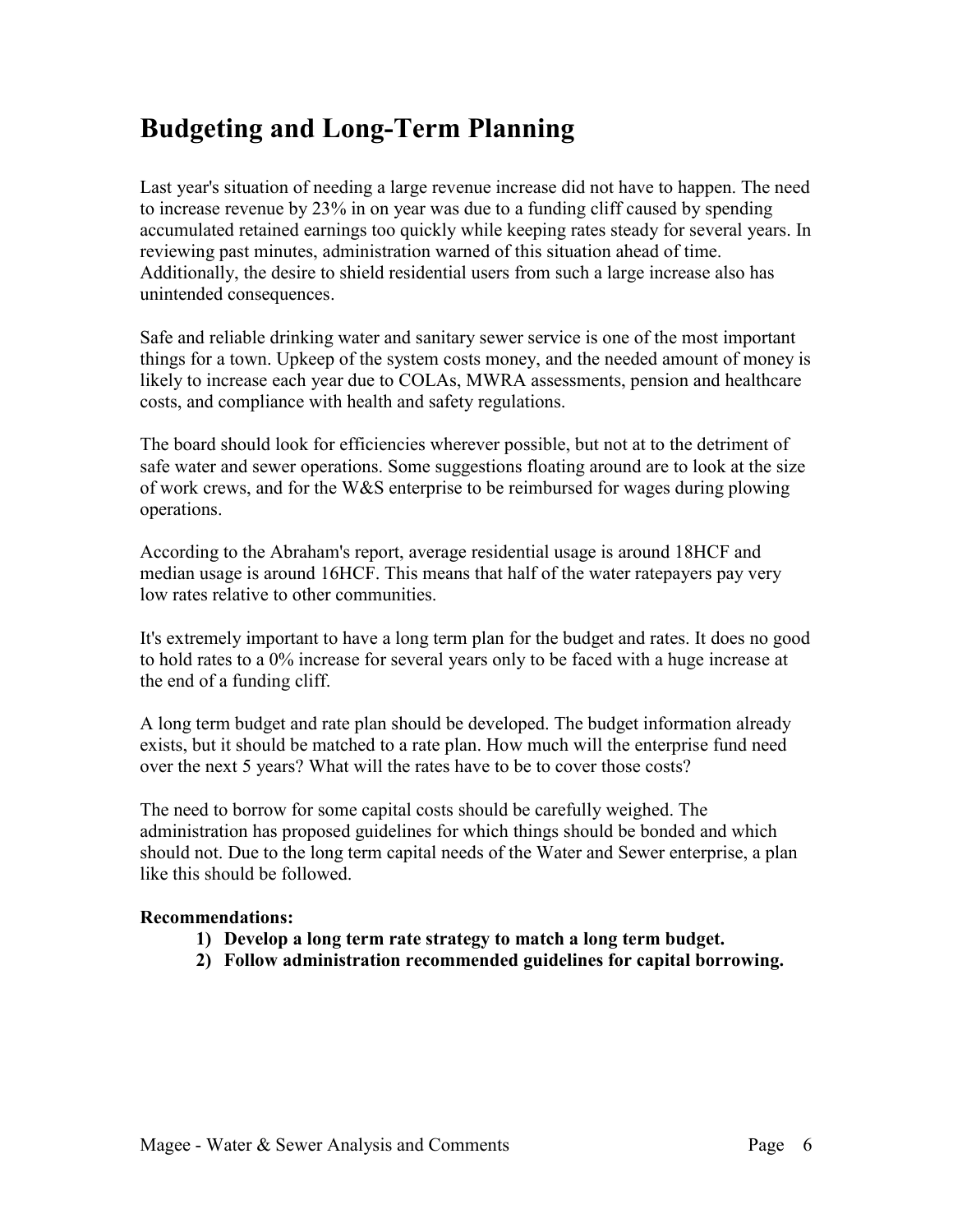# Budgeting and Long-Term Planning

Last year's situation of needing a large revenue increase did not have to happen. The need to increase revenue by 23% in on year was due to a funding cliff caused by spending accumulated retained earnings too quickly while keeping rates steady for several years. In reviewing past minutes, administration warned of this situation ahead of time. Additionally, the desire to shield residential users from such a large increase also has unintended consequences.

Safe and reliable drinking water and sanitary sewer service is one of the most important things for a town. Upkeep of the system costs money, and the needed amount of money is likely to increase each year due to COLAs, MWRA assessments, pension and healthcare costs, and compliance with health and safety regulations.

The board should look for efficiencies wherever possible, but not at to the detriment of safe water and sewer operations. Some suggestions floating around are to look at the size of work crews, and for the W&S enterprise to be reimbursed for wages during plowing operations.

According to the Abraham's report, average residential usage is around 18HCF and median usage is around 16HCF. This means that half of the water ratepayers pay very low rates relative to other communities.

It's extremely important to have a long term plan for the budget and rates. It does no good to hold rates to a 0% increase for several years only to be faced with a huge increase at the end of a funding cliff.

A long term budget and rate plan should be developed. The budget information already exists, but it should be matched to a rate plan. How much will the enterprise fund need over the next 5 years? What will the rates have to be to cover those costs?

The need to borrow for some capital costs should be carefully weighed. The administration has proposed guidelines for which things should be bonded and which should not. Due to the long term capital needs of the Water and Sewer enterprise, a plan like this should be followed.

**Recommendations:**

1) **Develop a long term rate strategy to match a long term budget.**
2) **Follow administration recommended guidelines for capital borrowing.**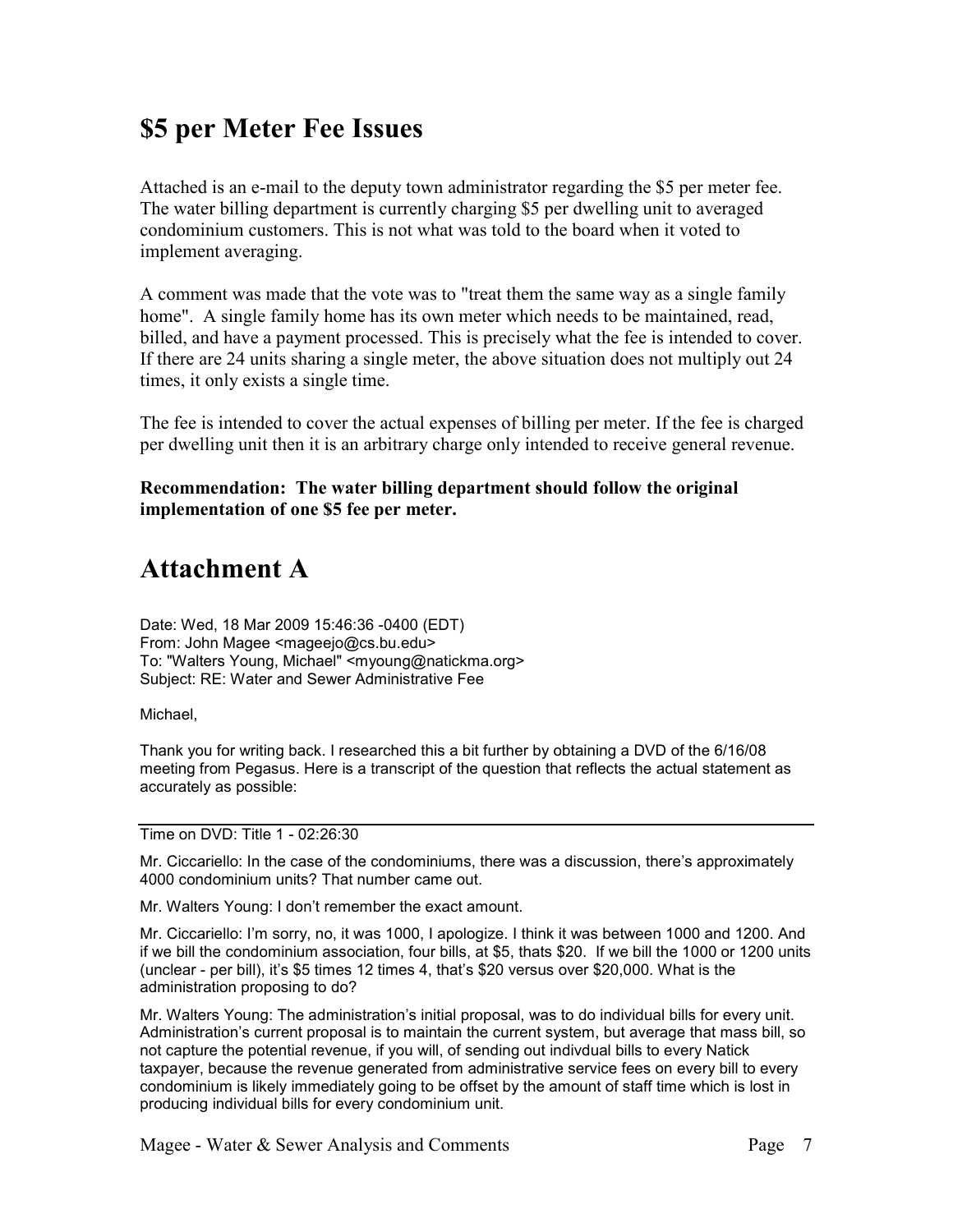## $5 per Meter Fee Issues

Attached is an e-mail to the deputy town administrator regarding the $5 per meter fee. The water billing department is currently charging $5 per dwelling unit to averaged condominium customers. This is not what was told to the board when it voted to implement averaging.

A comment was made that the vote was to "treat them the same way as a single family home". A single family home has its own meter which needs to be maintained, read, billed, and have a payment processed. This is precisely what the fee is intended to cover. If there are 24 units sharing a single meter, the above situation does not multiply out 24 times, it only exists a single time.

The fee is intended to cover the actual expenses of billing per meter. If the fee is charged per dwelling unit then it is an arbitrary charge only intended to receive general revenue.

**Recommendation: The water billing department should follow the original implementation of one $5 fee per meter.**

# Attachment A

Date: Wed, 18 Mar 2009 15:46:36 -0400 (EDT)
From: John Magee <mageejo@cs.bu.edu>
To: "Walters Young, Michael" <myoung@natickma.org>
Subject: RE: Water and Sewer Administrative Fee

Michael,

Thank you for writing back. I researched this a bit further by obtaining a DVD of the 6/16/08 meeting from Pegasus. Here is a transcript of the question that reflects the actual statement as accurately as possible:

---

Time on DVD: Title 1 - 02:26:30

Mr. Ciccariello: In the case of the condominiums, there was a discussion, there's approximately 4000 condominium units? That number came out.

Mr. Walters Young: I don't remember the exact amount.

Mr. Ciccariello: I'm sorry, no, it was 1000, I apologize. I think it was between 1000 and 1200. And if we bill the condominium association, four bills, at $5, thats $20. If we bill the 1000 or 1200 units (unclear - per bill), it's $5 times 12 times 4, that's $20 versus over $20,000. What is the administration proposing to do?

Mr. Walters Young: The administration's initial proposal, was to do individual bills for every unit. Administration's current proposal is to maintain the current system, but average that mass bill, so not capture the potential revenue, if you will, of sending out indivdual bills to every Natick taxpayer, because the revenue generated from administrative service fees on every bill to every condominium is likely immediately going to be offset by the amount of staff time which is lost in producing individual bills for every condominium unit.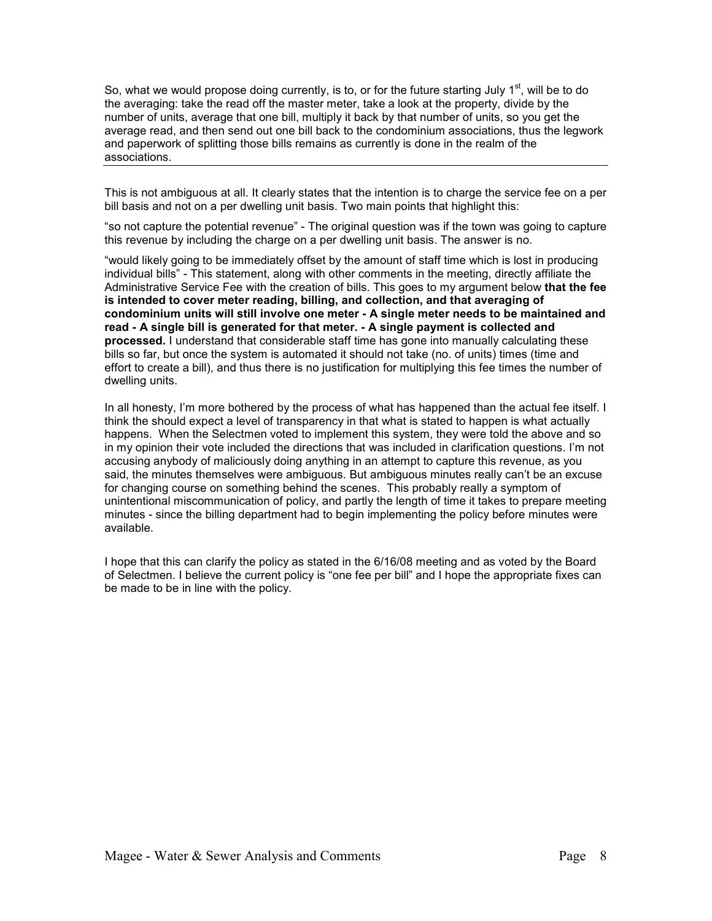So, what we would propose doing currently, is to, or for the future starting July 1$^{st}$, will be to do the averaging: take the read off the master meter, take a look at the property, divide by the number of units, average that one bill, multiply it back by that number of units, so you get the average read, and then send out one bill back to the condominium associations, thus the legwork and paperwork of splitting those bills remains as currently is done in the realm of the associations.

---

This is not ambiguous at all. It clearly states that the intention is to charge the service fee on a per bill basis and not on a per dwelling unit basis. Two main points that highlight this:

"so not capture the potential revenue" - The original question was if the town was going to capture this revenue by including the charge on a per dwelling unit basis. The answer is no.

"would likely going to be immediately offset by the amount of staff time which is lost in producing individual bills" - This statement, along with other comments in the meeting, directly affiliate the Administrative Service Fee with the creation of bills. This goes to my argument below **that the fee is intended to cover meter reading, billing, and collection, and that averaging of condominium units will still involve one meter - A single meter needs to be maintained and read - A single bill is generated for that meter. - A single payment is collected and processed.** I understand that considerable staff time has gone into manually calculating these bills so far, but once the system is automated it should not take (no. of units) times (time and effort to create a bill), and thus there is no justification for multiplying this fee times the number of dwelling units.

In all honesty, I'm more bothered by the process of what has happened than the actual fee itself. I think the should expect a level of transparency in that what is stated to happen is what actually happens. When the Selectmen voted to implement this system, they were told the above and so in my opinion their vote included the directions that was included in clarification questions. I'm not accusing anybody of maliciously doing anything in an attempt to capture this revenue, as you said, the minutes themselves were ambiguous. But ambiguous minutes really can't be an excuse for changing course on something behind the scenes. This probably really a symptom of unintentional miscommunication of policy, and partly the length of time it takes to prepare meeting minutes - since the billing department had to begin implementing the policy before minutes were available.

I hope that this can clarify the policy as stated in the 6/16/08 meeting and as voted by the Board of Selectmen. I believe the current policy is "one fee per bill" and I hope the appropriate fixes can be made to be in line with the policy.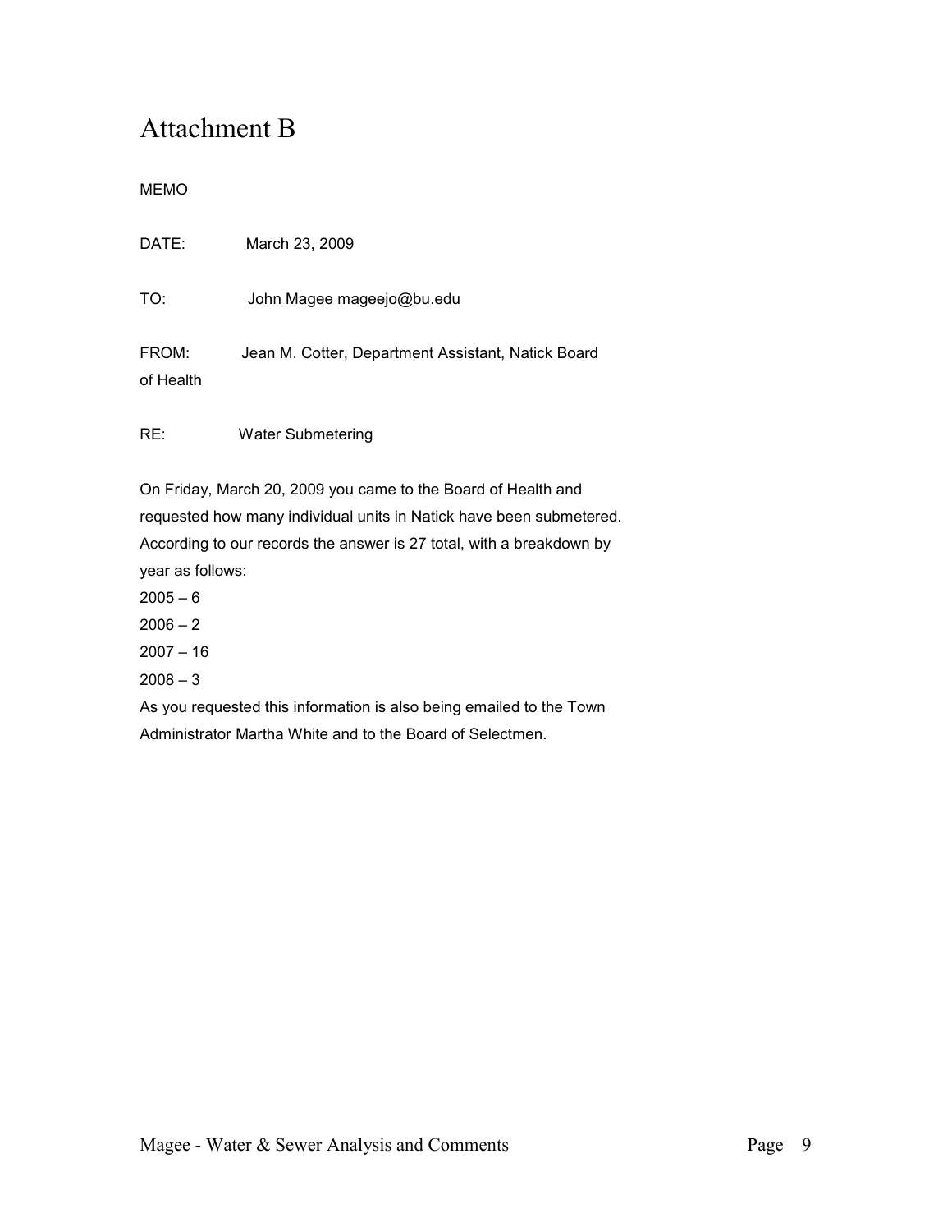# Attachment B

MEMO

DATE: March 23, 2009

TO: John Magee mageejo@bu.edu

FROM: Jean M. Cotter, Department Assistant, Natick Board of Health

RE: Water Submetering

On Friday, March 20, 2009 you came to the Board of Health and requested how many individual units in Natick have been submetered. According to our records the answer is 27 total, with a breakdown by year as follows:

2005 – 6

2006 – 2

2007 – 16

2008 – 3

As you requested this information is also being emailed to the Town Administrator Martha White and to the Board of Selectmen.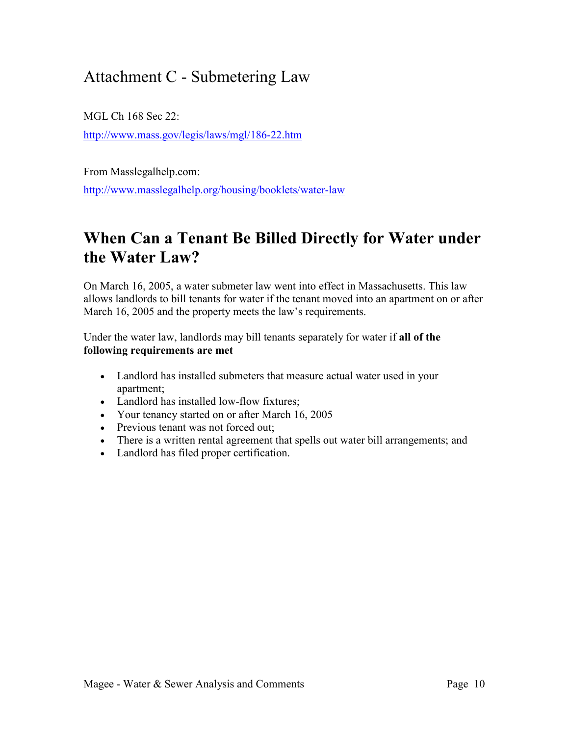# Attachment C - Submetering Law

MGL Ch 168 Sec 22:

http://www.mass.gov/legis/laws/mgl/186-22.htm

From Masslegalhelp.com:

http://www.masslegalhelp.org/housing/booklets/water-law

## When Can a Tenant Be Billed Directly for Water under the Water Law?

On March 16, 2005, a water submeter law went into effect in Massachusetts. This law allows landlords to bill tenants for water if the tenant moved into an apartment on or after March 16, 2005 and the property meets the law's requirements.

Under the water law, landlords may bill tenants separately for water if **all of the following requirements are met**

- Landlord has installed submeters that measure actual water used in your apartment;
- Landlord has installed low-flow fixtures;
- Your tenancy started on or after March 16, 2005
- Previous tenant was not forced out;
- There is a written rental agreement that spells out water bill arrangements; and
- Landlord has filed proper certification.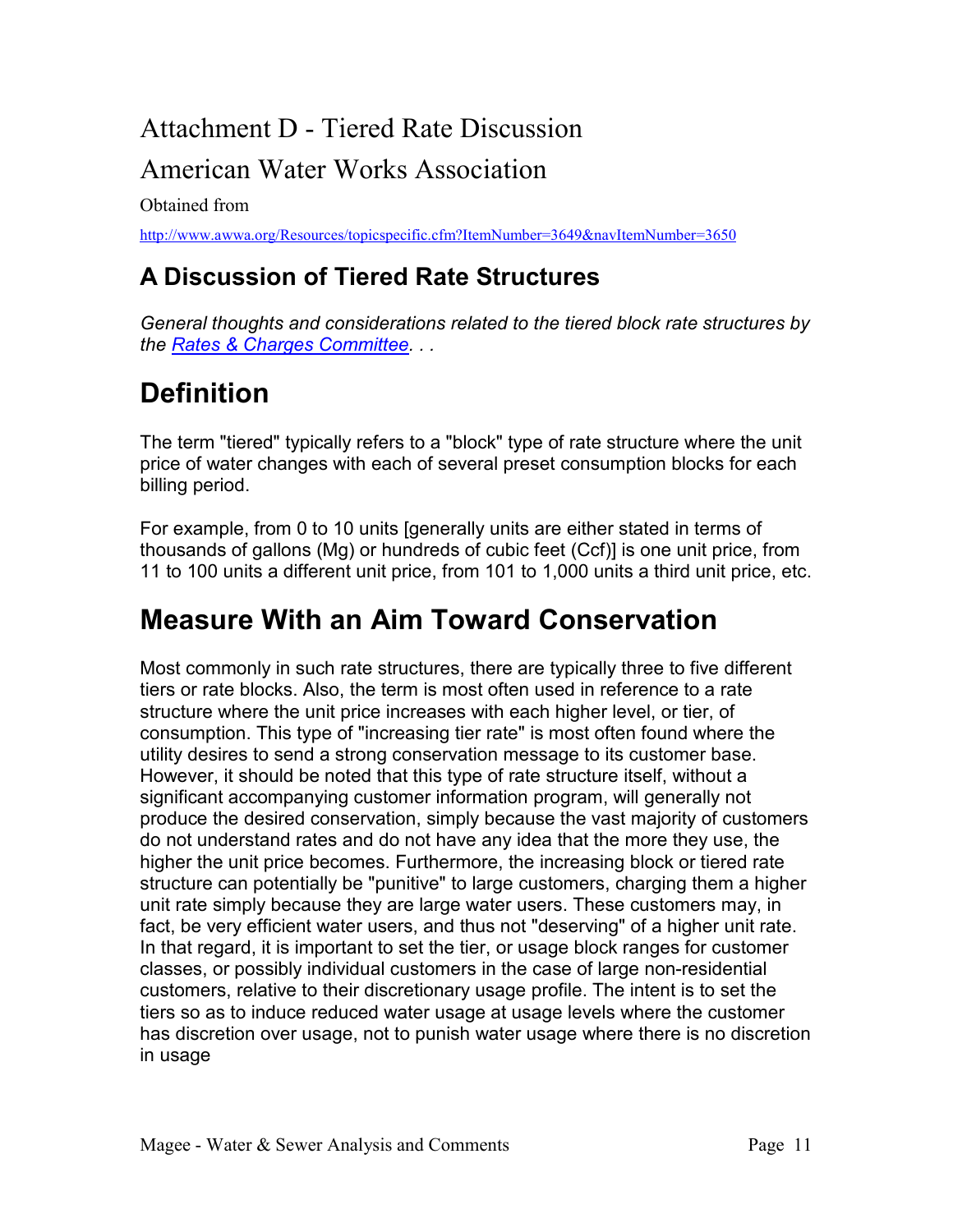# Attachment D - Tiered Rate Discussion

# American Water Works Association

Obtained from

http://www.awwa.org/Resources/topicspecific.cfm?ItemNumber=3649&navItemNumber=3650

## A Discussion of Tiered Rate Structures

*General thoughts and considerations related to the tiered block rate structures by the Rates & Charges Committee. . .*

# Definition

The term "tiered" typically refers to a "block" type of rate structure where the unit price of water changes with each of several preset consumption blocks for each billing period.

For example, from 0 to 10 units [generally units are either stated in terms of thousands of gallons (Mg) or hundreds of cubic feet (Ccf)] is one unit price, from 11 to 100 units a different unit price, from 101 to 1,000 units a third unit price, etc.

# Measure With an Aim Toward Conservation

Most commonly in such rate structures, there are typically three to five different tiers or rate blocks. Also, the term is most often used in reference to a rate structure where the unit price increases with each higher level, or tier, of consumption. This type of "increasing tier rate" is most often found where the utility desires to send a strong conservation message to its customer base. However, it should be noted that this type of rate structure itself, without a significant accompanying customer information program, will generally not produce the desired conservation, simply because the vast majority of customers do not understand rates and do not have any idea that the more they use, the higher the unit price becomes. Furthermore, the increasing block or tiered rate structure can potentially be "punitive" to large customers, charging them a higher unit rate simply because they are large water users. These customers may, in fact, be very efficient water users, and thus not "deserving" of a higher unit rate. In that regard, it is important to set the tier, or usage block ranges for customer classes, or possibly individual customers in the case of large non-residential customers, relative to their discretionary usage profile. The intent is to set the tiers so as to induce reduced water usage at usage levels where the customer has discretion over usage, not to punish water usage where there is no discretion in usage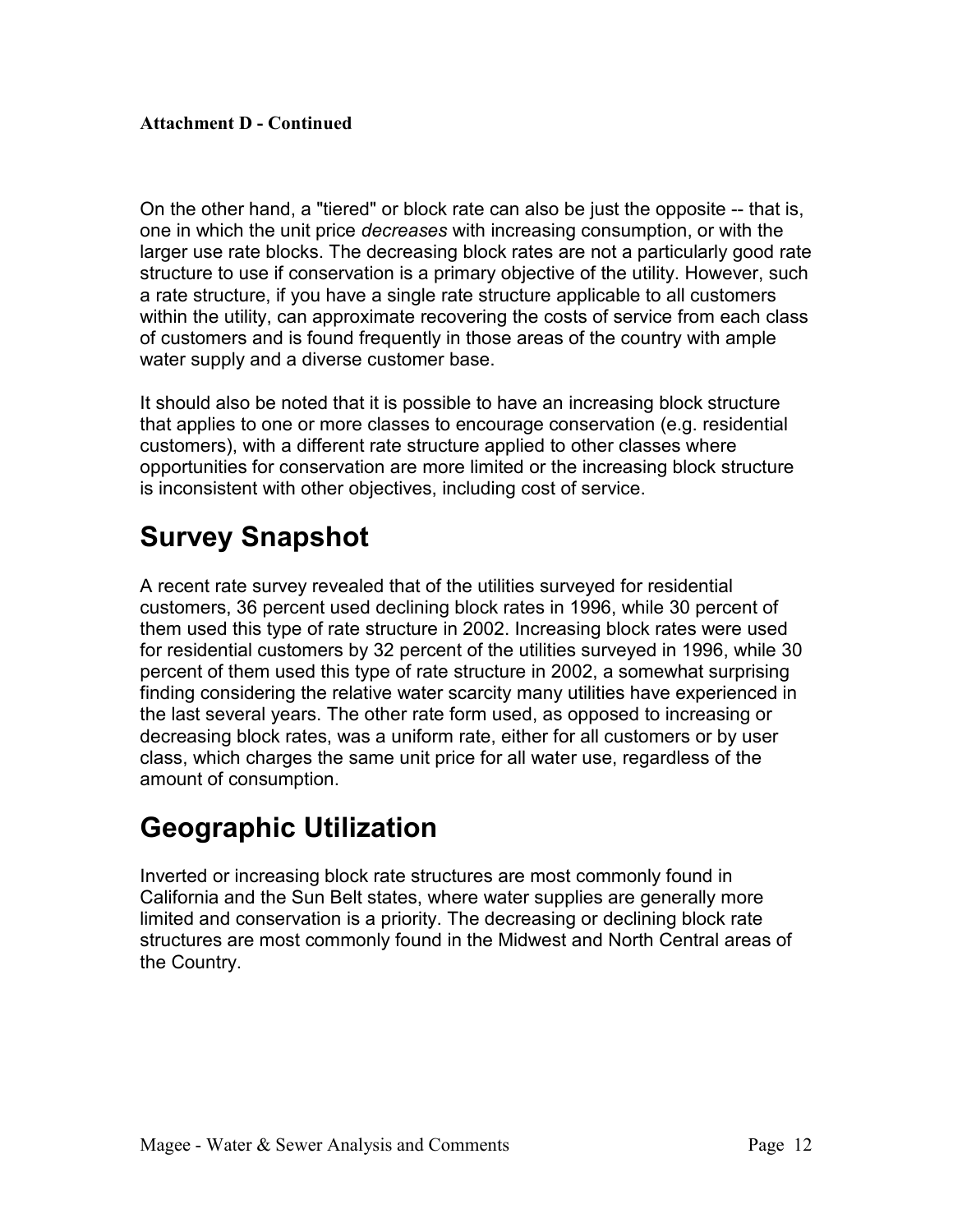**Attachment D - Continued**

On the other hand, a "tiered" or block rate can also be just the opposite -- that is, one in which the unit price *decreases* with increasing consumption, or with the larger use rate blocks. The decreasing block rates are not a particularly good rate structure to use if conservation is a primary objective of the utility. However, such a rate structure, if you have a single rate structure applicable to all customers within the utility, can approximate recovering the costs of service from each class of customers and is found frequently in those areas of the country with ample water supply and a diverse customer base.

It should also be noted that it is possible to have an increasing block structure that applies to one or more classes to encourage conservation (e.g. residential customers), with a different rate structure applied to other classes where opportunities for conservation are more limited or the increasing block structure is inconsistent with other objectives, including cost of service.

# Survey Snapshot

A recent rate survey revealed that of the utilities surveyed for residential customers, 36 percent used declining block rates in 1996, while 30 percent of them used this type of rate structure in 2002. Increasing block rates were used for residential customers by 32 percent of the utilities surveyed in 1996, while 30 percent of them used this type of rate structure in 2002, a somewhat surprising finding considering the relative water scarcity many utilities have experienced in the last several years. The other rate form used, as opposed to increasing or decreasing block rates, was a uniform rate, either for all customers or by user class, which charges the same unit price for all water use, regardless of the amount of consumption.

# Geographic Utilization

Inverted or increasing block rate structures are most commonly found in California and the Sun Belt states, where water supplies are generally more limited and conservation is a priority. The decreasing or declining block rate structures are most commonly found in the Midwest and North Central areas of the Country.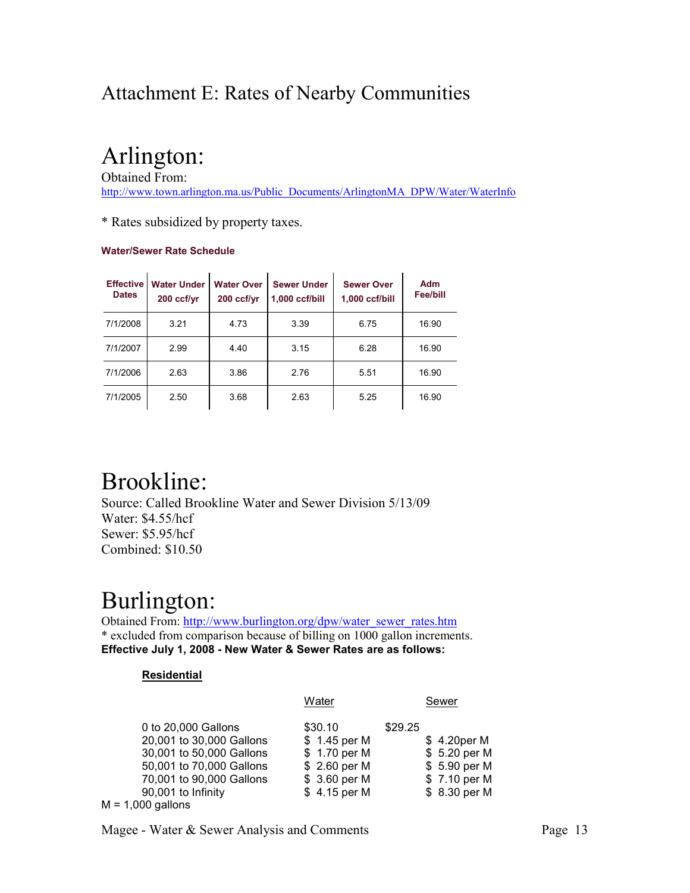# Attachment E: Rates of Nearby Communities

# Arlington:

Obtained From:
http://www.town.arlington.ma.us/Public_Documents/ArlingtonMA_DPW/Water/WaterInfo

* Rates subsidized by property taxes.

**Water/Sewer Rate Schedule**

| Effective Dates | Water Under 200 ccf/yr | Water Over 200 ccf/yr | Sewer Under 1,000 ccf/bill | Sewer Over 1,000 ccf/bill | Adm Fee/bill |
|---|---|---|---|---|---|
| 7/1/2008 | 3.21 | 4.73 | 3.39 | 6.75 | 16.90 |
| 7/1/2007 | 2.99 | 4.40 | 3.15 | 6.28 | 16.90 |
| 7/1/2006 | 2.63 | 3.86 | 2.76 | 5.51 | 16.90 |
| 7/1/2005 | 2.50 | 3.68 | 2.63 | 5.25 | 16.90 |

# Brookline:

Source: Called Brookline Water and Sewer Division 5/13/09
Water: $4.55/hcf
Sewer: $5.95/hcf
Combined: $10.50

# Burlington:

Obtained From: http://www.burlington.org/dpw/water_sewer_rates.htm
* excluded from comparison because of billing on 1000 gallon increments.
**Effective July 1, 2008 - New Water & Sewer Rates are as follows:**

**Residential**

| | Water | Sewer |
|---|---|---|
| 0 to 20,000 Gallons | $30.10 | $29.25 |
| 20,001 to 30,000 Gallons | $ 1.45 per M | $ 4.20per M |
| 30,001 to 50,000 Gallons | $ 1.70 per M | $ 5.20 per M |
| 50,001 to 70,000 Gallons | $ 2.60 per M | $ 5.90 per M |
| 70,001 to 90,000 Gallons | $ 3.60 per M | $ 7.10 per M |
| 90,001 to Infinity | $ 4.15 per M | $ 8.30 per M |

M = 1,000 gallons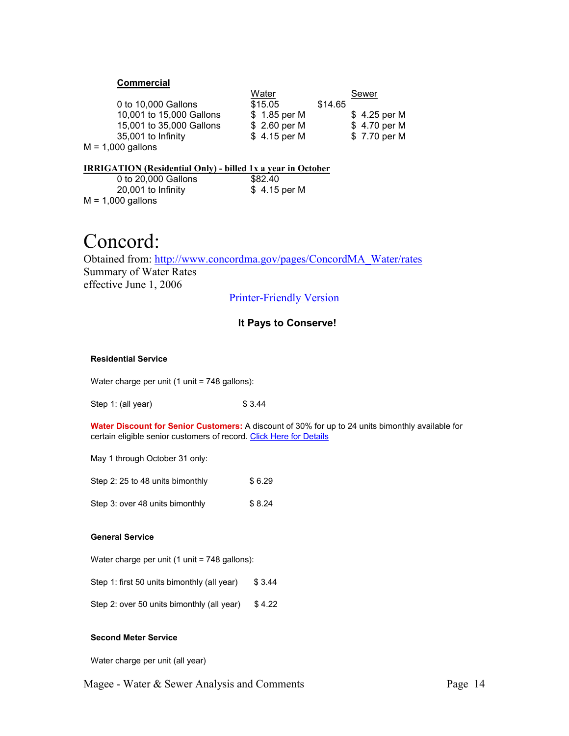**Commercial**

| | Water | | Sewer |
|---|---|---|---|
| 0 to 10,000 Gallons | $15.05 | $14.65 | |
| 10,001 to 15,000 Gallons | $ 1.85 per M | | $ 4.25 per M |
| 15,001 to 35,000 Gallons | $ 2.60 per M | | $ 4.70 per M |
| 35,001 to Infinity | $ 4.15 per M | | $ 7.70 per M |

M = 1,000 gallons

**IRRIGATION (Residential Only) - billed 1x a year in October**

| | |
|---|---|
| 0 to 20,000 Gallons | $82.40 |
| 20,001 to Infinity | $ 4.15 per M |

M = 1,000 gallons

# Concord:

Obtained from: http://www.concordma.gov/pages/ConcordMA_Water/rates
Summary of Water Rates
effective June 1, 2006

Printer-Friendly Version

**It Pays to Conserve!**

**Residential Service**

Water charge per unit (1 unit = 748 gallons):

Step 1: (all year) $ 3.44

**Water Discount for Senior Customers:** A discount of 30% for up to 24 units bimonthly available for certain eligible senior customers of record. Click Here for Details

May 1 through October 31 only:

Step 2: 25 to 48 units bimonthly $ 6.29

Step 3: over 48 units bimonthly $ 8.24

**General Service**

Water charge per unit (1 unit = 748 gallons):

Step 1: first 50 units bimonthly (all year) $ 3.44

Step 2: over 50 units bimonthly (all year) $ 4.22

**Second Meter Service**

Water charge per unit (all year)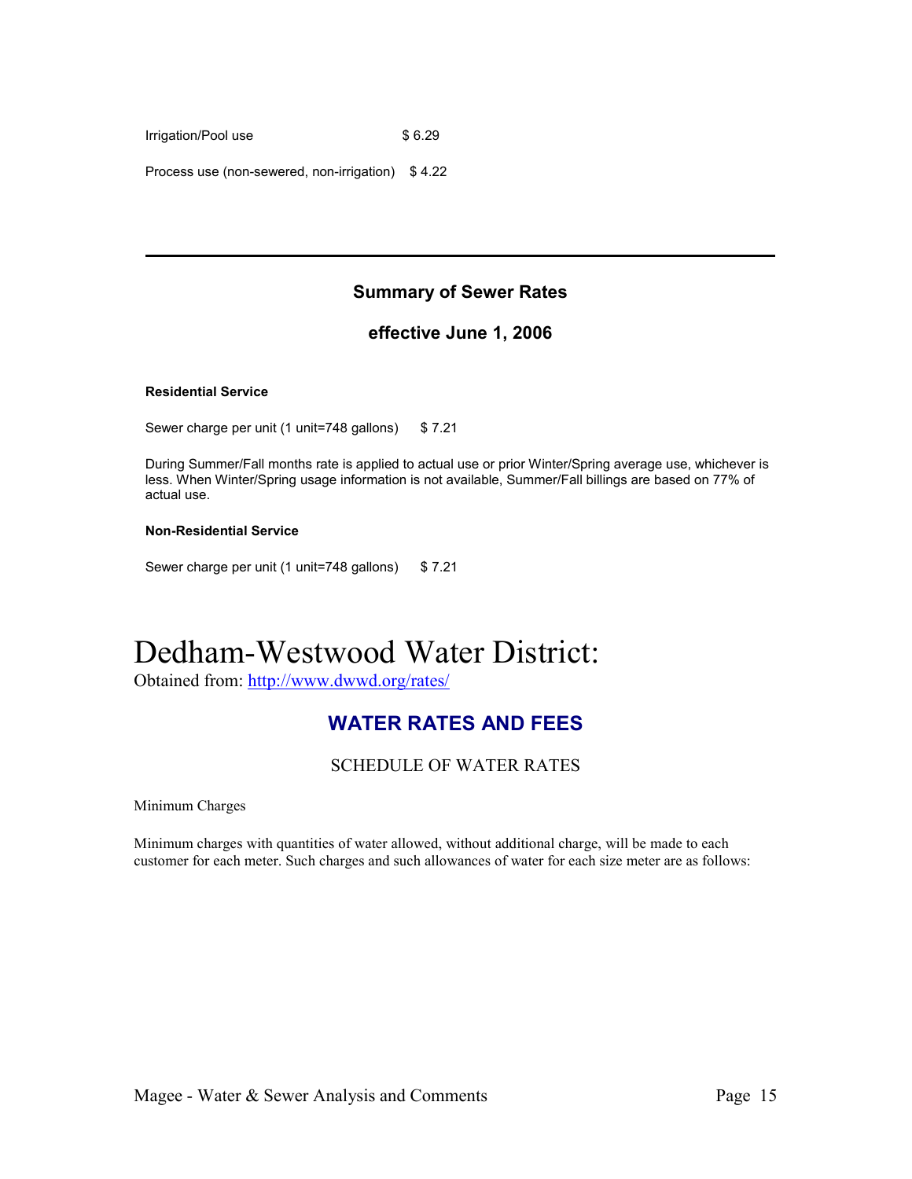Irrigation/Pool use $ 6.29

Process use (non-sewered, non-irrigation) $ 4.22

---

### Summary of Sewer Rates

### effective June 1, 2006

**Residential Service**

Sewer charge per unit (1 unit=748 gallons) $ 7.21

During Summer/Fall months rate is applied to actual use or prior Winter/Spring average use, whichever is less. When Winter/Spring usage information is not available, Summer/Fall billings are based on 77% of actual use.

**Non-Residential Service**

Sewer charge per unit (1 unit=748 gallons) $ 7.21

# Dedham-Westwood Water District:

Obtained from: http://www.dwwd.org/rates/

## WATER RATES AND FEES

SCHEDULE OF WATER RATES

Minimum Charges

Minimum charges with quantities of water allowed, without additional charge, will be made to each customer for each meter. Such charges and such allowances of water for each size meter are as follows: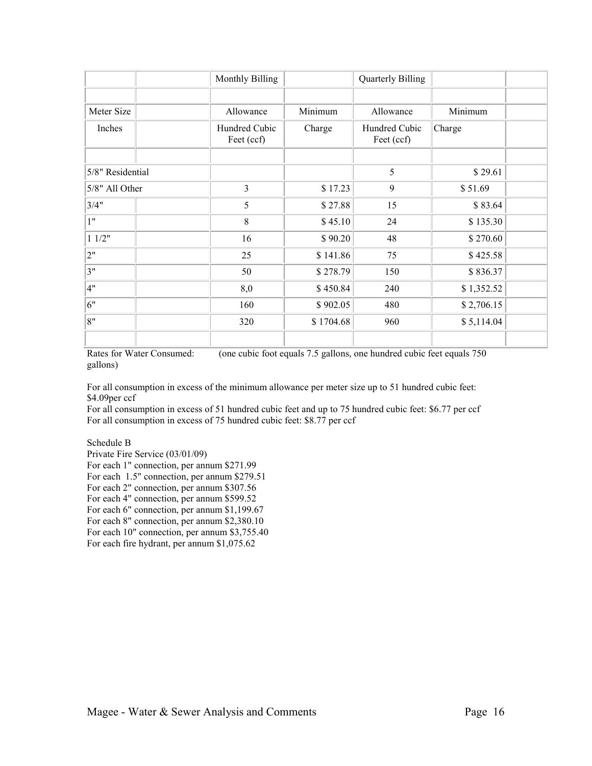| Meter Size | | Monthly Billing | | Quarterly Billing | | |
|---|---|---|---|---|---|---|
| | | | | | | |
| Meter Size | | Allowance | Minimum | Allowance | Minimum | |
| Inches | | Hundred Cubic Feet (ccf) | Charge | Hundred Cubic Feet (ccf) | Charge | |
| | | | | | | |
| 5/8" Residential | | | | 5 | $ 29.61 | |
| 5/8" All Other | | 3 | $ 17.23 | 9 | $ 51.69 | |
| 3/4" | | 5 | $ 27.88 | 15 | $ 83.64 | |
| 1" | | 8 | $ 45.10 | 24 | $ 135.30 | |
| 1 1/2" | | 16 | $ 90.20 | 48 | $ 270.60 | |
| 2" | | 25 | $ 141.86 | 75 | $ 425.58 | |
| 3" | | 50 | $ 278.79 | 150 | $ 836.37 | |
| 4" | | 8,0 | $ 450.84 | 240 | $ 1,352.52 | |
| 6" | | 160 | $ 902.05 | 480 | $ 2,706.15 | |
| 8" | | 320 | $ 1704.68 | 960 | $ 5,114.04 | |
| | | | | | | |

Rates for Water Consumed: (one cubic foot equals 7.5 gallons, one hundred cubic feet equals 750 gallons)

For all consumption in excess of the minimum allowance per meter size up to 51 hundred cubic feet: $4.09per ccf
For all consumption in excess of 51 hundred cubic feet and up to 75 hundred cubic feet: $6.77 per ccf
For all consumption in excess of 75 hundred cubic feet: $8.77 per ccf

Schedule B
Private Fire Service (03/01/09)
For each 1" connection, per annum $271.99
For each 1.5" connection, per annum $279.51
For each 2" connection, per annum $307.56
For each 4" connection, per annum $599.52
For each 6" connection, per annum $1,199.67
For each 8" connection, per annum $2,380.10
For each 10" connection, per annum $3,755.40
For each fire hydrant, per annum $1,075.62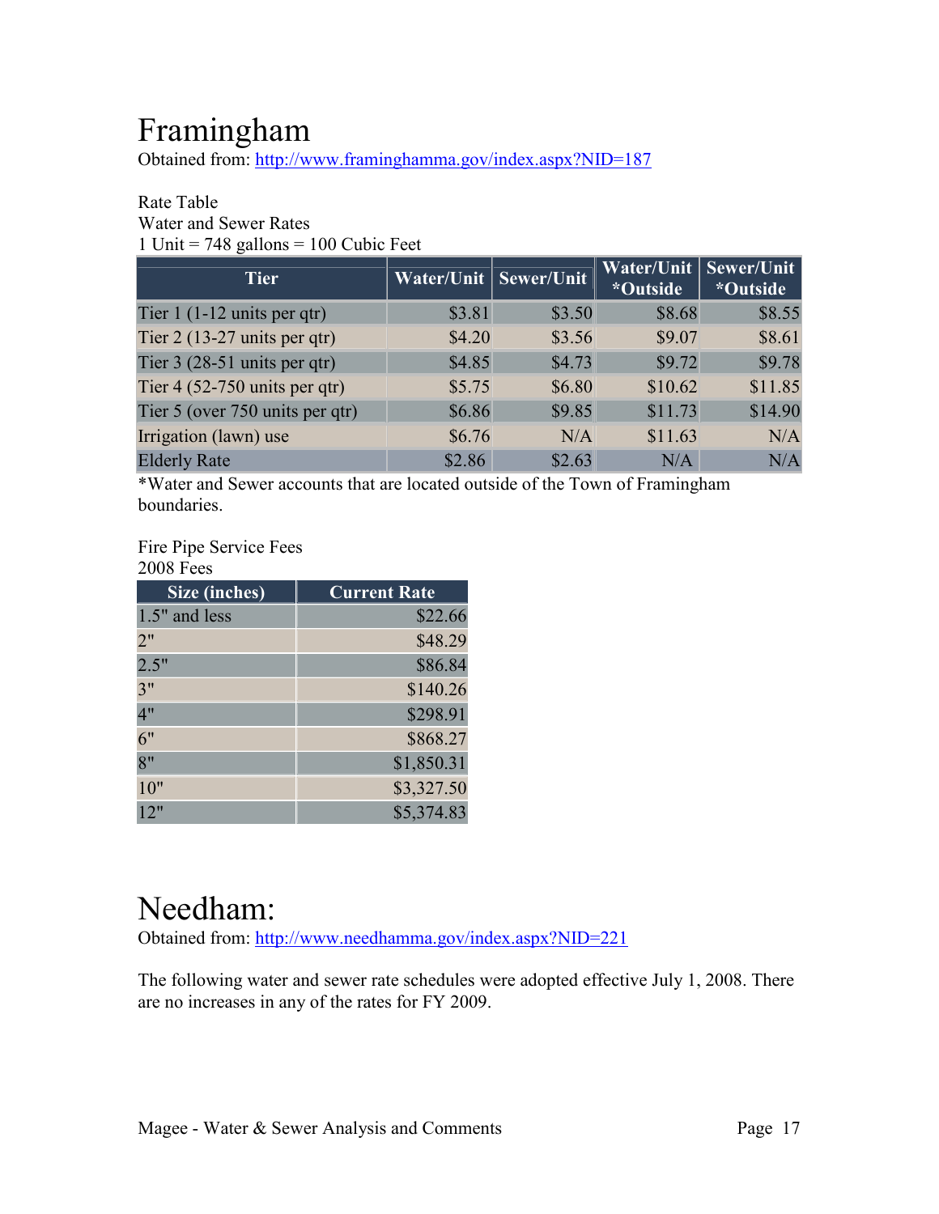# Framingham

Obtained from: http://www.framinghamma.gov/index.aspx?NID=187

Rate Table
Water and Sewer Rates
1 Unit = 748 gallons = 100 Cubic Feet

| Tier | Water/Unit | Sewer/Unit | Water/Unit *Outside | Sewer/Unit *Outside |
|---|---|---|---|---|
| Tier 1 (1-12 units per qtr) | $3.81 | $3.50 | $8.68 | $8.55 |
| Tier 2 (13-27 units per qtr) | $4.20 | $3.56 | $9.07 | $8.61 |
| Tier 3 (28-51 units per qtr) | $4.85 | $4.73 | $9.72 | $9.78 |
| Tier 4 (52-750 units per qtr) | $5.75 | $6.80 | $10.62 | $11.85 |
| Tier 5 (over 750 units per qtr) | $6.86 | $9.85 | $11.73 | $14.90 |
| Irrigation (lawn) use | $6.76 | N/A | $11.63 | N/A |
| Elderly Rate | $2.86 | $2.63 | N/A | N/A |

*Water and Sewer accounts that are located outside of the Town of Framingham boundaries.

Fire Pipe Service Fees
2008 Fees

| Size (inches) | Current Rate |
|---|---|
| 1.5" and less | $22.66 |
| 2" | $48.29 |
| 2.5" | $86.84 |
| 3" | $140.26 |
| 4" | $298.91 |
| 6" | $868.27 |
| 8" | $1,850.31 |
| 10" | $3,327.50 |
| 12" | $5,374.83 |

# Needham:

Obtained from: http://www.needhamma.gov/index.aspx?NID=221

The following water and sewer rate schedules were adopted effective July 1, 2008. There are no increases in any of the rates for FY 2009.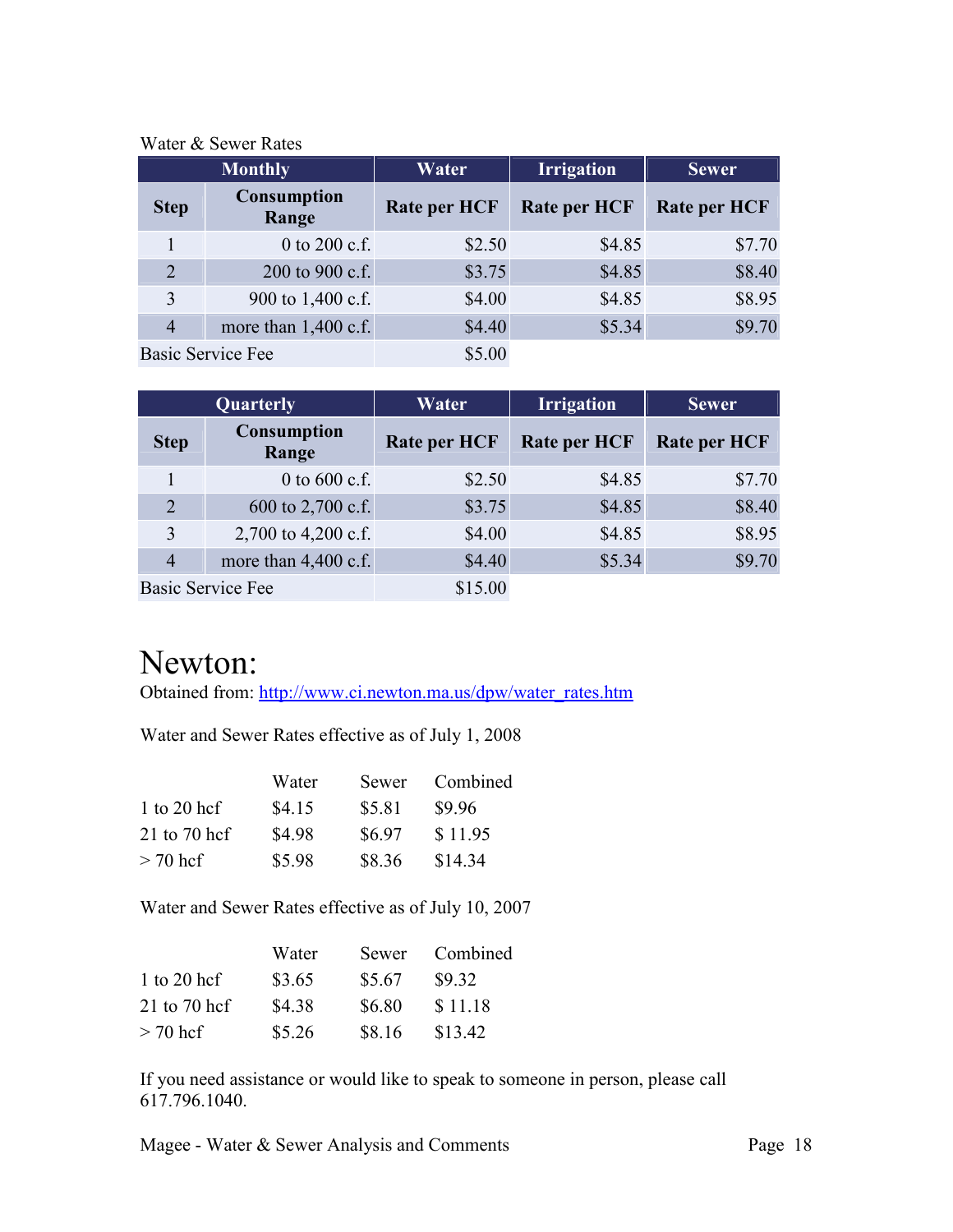Water & Sewer Rates

| Monthly | | Water | Irrigation | Sewer |
|---|---|---|---|---|
| Step | Consumption Range | Rate per HCF | Rate per HCF | Rate per HCF |
| 1 | 0 to 200 c.f. | $2.50 | $4.85 | $7.70 |
| 2 | 200 to 900 c.f. | $3.75 | $4.85 | $8.40 |
| 3 | 900 to 1,400 c.f. | $4.00 | $4.85 | $8.95 |
| 4 | more than 1,400 c.f. | $4.40 | $5.34 | $9.70 |
| Basic Service Fee | | $5.00 | | |

| Quarterly | | Water | Irrigation | Sewer |
|---|---|---|---|---|
| Step | Consumption Range | Rate per HCF | Rate per HCF | Rate per HCF |
| 1 | 0 to 600 c.f. | $2.50 | $4.85 | $7.70 |
| 2 | 600 to 2,700 c.f. | $3.75 | $4.85 | $8.40 |
| 3 | 2,700 to 4,200 c.f. | $4.00 | $4.85 | $8.95 |
| 4 | more than 4,400 c.f. | $4.40 | $5.34 | $9.70 |
| Basic Service Fee | | $15.00 | | |

# Newton:

Obtained from: http://www.ci.newton.ma.us/dpw/water_rates.htm

Water and Sewer Rates effective as of July 1, 2008

| | Water | Sewer | Combined |
|---|---|---|---|
| 1 to 20 hcf | $4.15 | $5.81 | $9.96 |
| 21 to 70 hcf | $4.98 | $6.97 | $ 11.95 |
| > 70 hcf | $5.98 | $8.36 | $14.34 |

Water and Sewer Rates effective as of July 10, 2007

| | Water | Sewer | Combined |
|---|---|---|---|
| 1 to 20 hcf | $3.65 | $5.67 | $9.32 |
| 21 to 70 hcf | $4.38 | $6.80 | $ 11.18 |
| > 70 hcf | $5.26 | $8.16 | $13.42 |

If you need assistance or would like to speak to someone in person, please call 617.796.1040.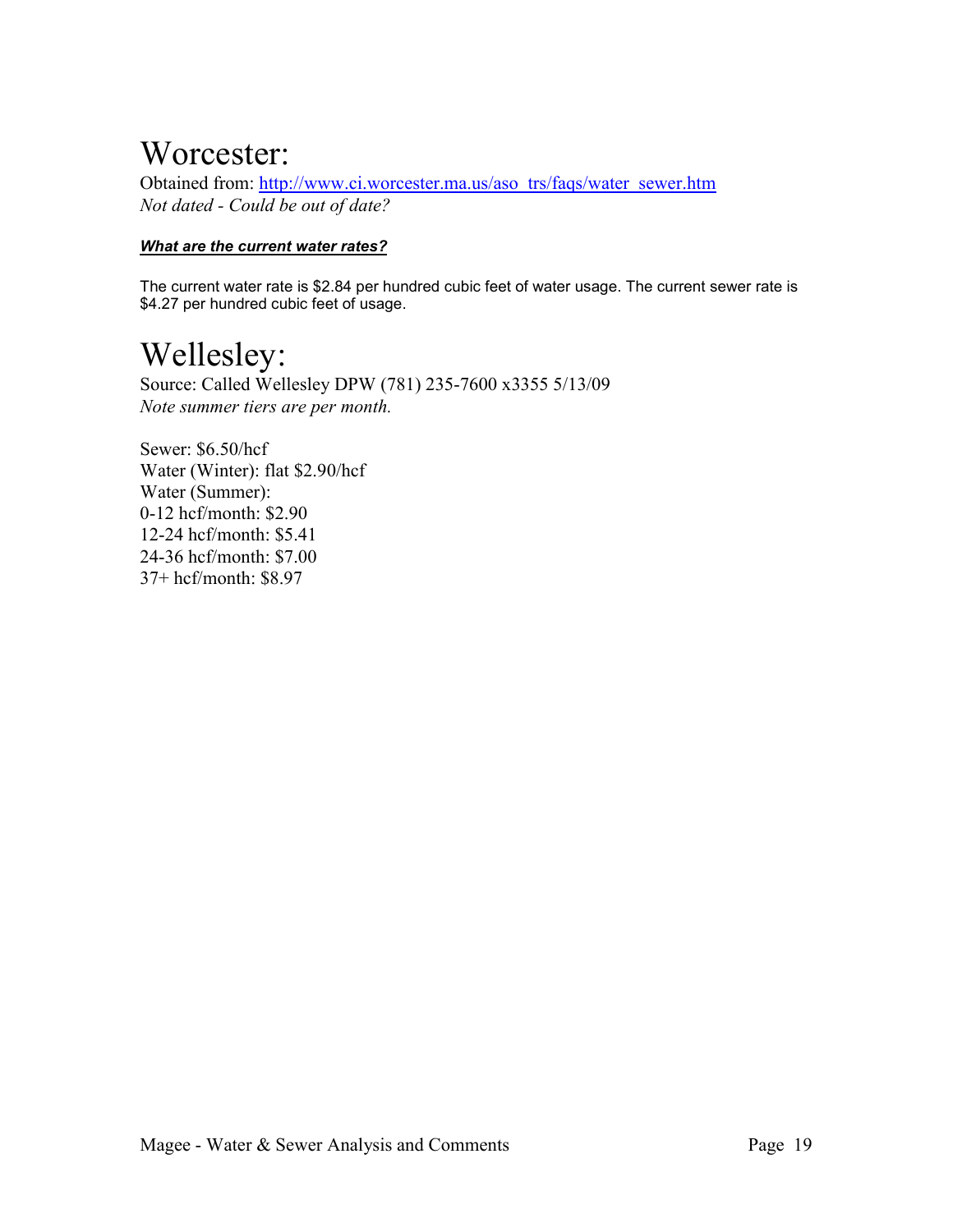# Worcester:

Obtained from: [http://www.ci.worcester.ma.us/aso_trs/faqs/water_sewer.htm](http://www.ci.worcester.ma.us/aso_trs/faqs/water_sewer.htm)
*Not dated - Could be out of date?*

***What are the current water rates?***

The current water rate is $2.84 per hundred cubic feet of water usage. The current sewer rate is $4.27 per hundred cubic feet of usage.

# Wellesley:

Source: Called Wellesley DPW (781) 235-7600 x3355 5/13/09
*Note summer tiers are per month.*

Sewer: $6.50/hcf
Water (Winter): flat $2.90/hcf
Water (Summer):
0-12 hcf/month: $2.90
12-24 hcf/month: $5.41
24-36 hcf/month: $7.00
37+ hcf/month: $8.97